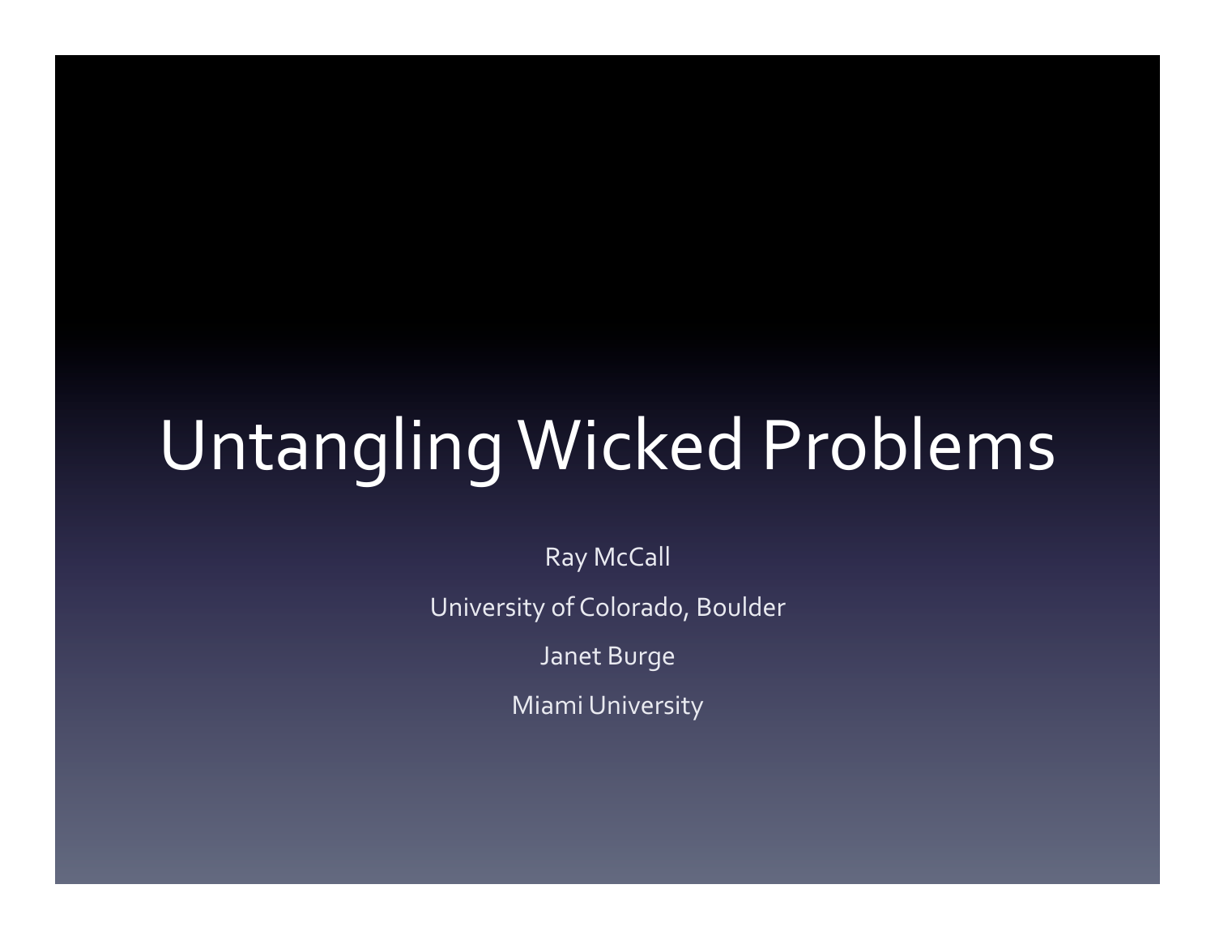# Untangling Wicked Problems

Ray McCall

University of Colorado, Boulder

Janet Burge

Miami University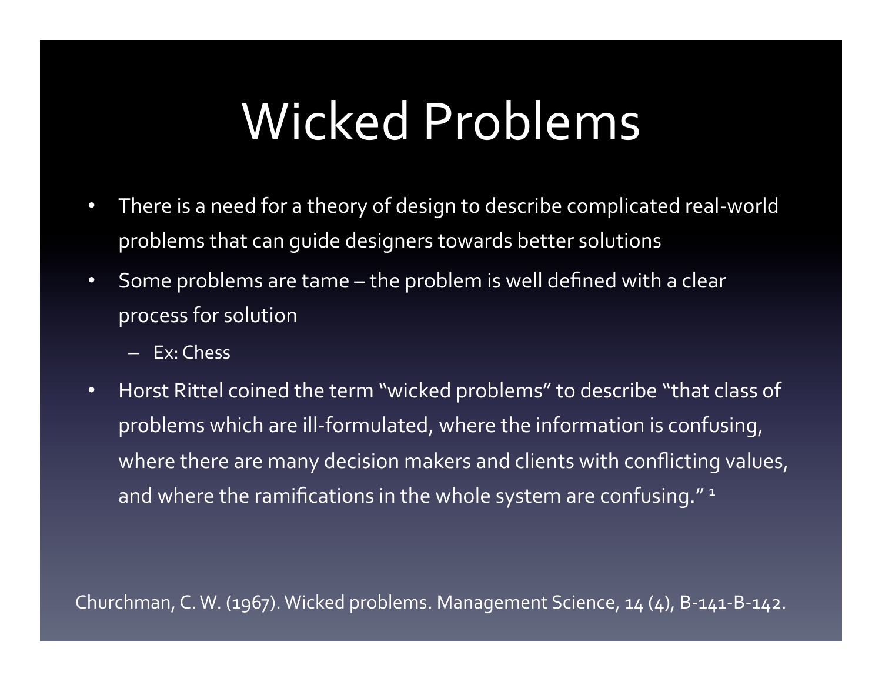# Wicked Problems

- There is a need for a theory of design to describe complicated real-world problems that can guide designers towards better solutions
- Some problems are tame – the problem is well defined with a clear process for solution
  - Ex: Chess
- Horst Rittel coined the term "wicked problems" to describe "that class of problems which are ill-formulated, where the information is confusing, where there are many decision makers and clients with conflicting values, and where the ramifications in the whole system are confusing." [1]

Churchman, C. W. (1967). Wicked problems. Management Science, 14 (4), B-141-B-142.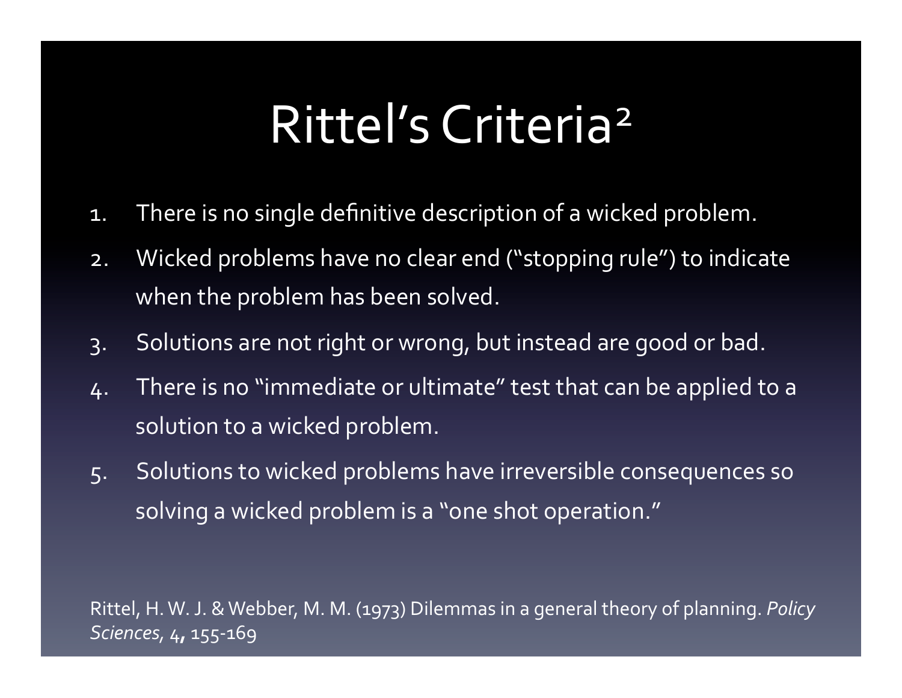# Rittel's Criteria[2]

1. There is no single definitive description of a wicked problem.
2. Wicked problems have no clear end ("stopping rule") to indicate when the problem has been solved.
3. Solutions are not right or wrong, but instead are good or bad.
4. There is no "immediate or ultimate" test that can be applied to a solution to a wicked problem.
5. Solutions to wicked problems have irreversible consequences so solving a wicked problem is a "one shot operation."

Rittel, H. W. J. & Webber, M. M. (1973) Dilemmas in a general theory of planning. *Policy Sciences*, **4**, 155-169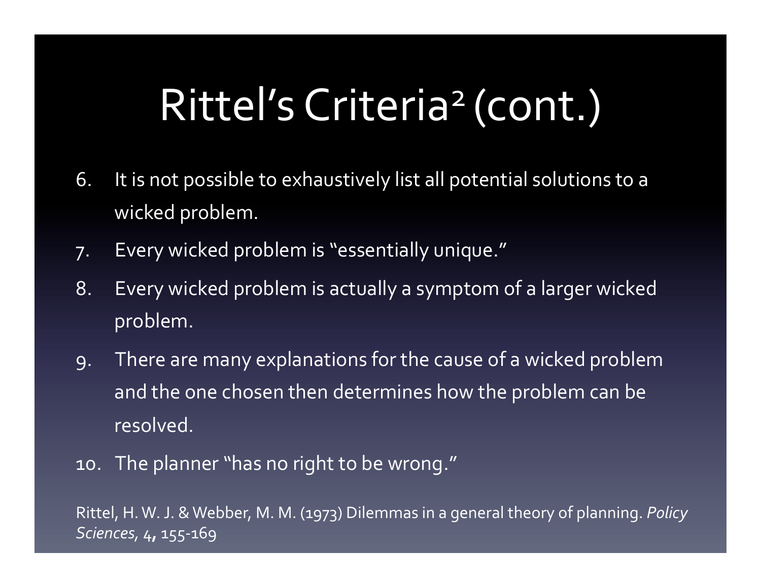# Rittel's Criteria[2] (cont.)

6. It is not possible to exhaustively list all potential solutions to a wicked problem.
7. Every wicked problem is "essentially unique."
8. Every wicked problem is actually a symptom of a larger wicked problem.
9. There are many explanations for the cause of a wicked problem and the one chosen then determines how the problem can be resolved.
10. The planner "has no right to be wrong."

Rittel, H. W. J. & Webber, M. M. (1973) Dilemmas in a general theory of planning. *Policy Sciences*, 4, 155-169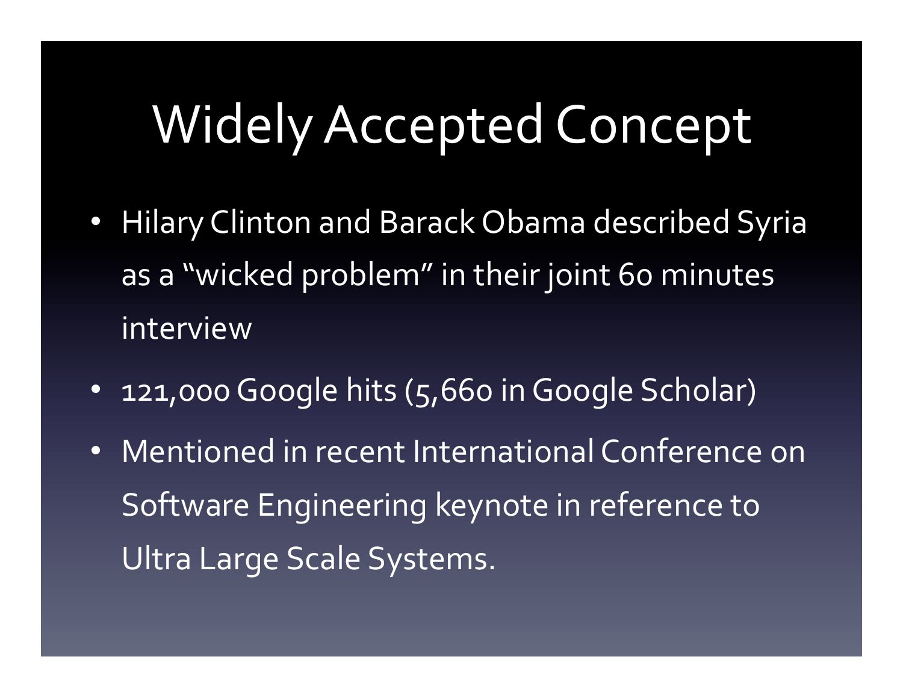# Widely Accepted Concept

- Hilary Clinton and Barack Obama described Syria as a "wicked problem" in their joint 60 minutes interview
- 121,000 Google hits (5,660 in Google Scholar)
- Mentioned in recent International Conference on Software Engineering keynote in reference to Ultra Large Scale Systems.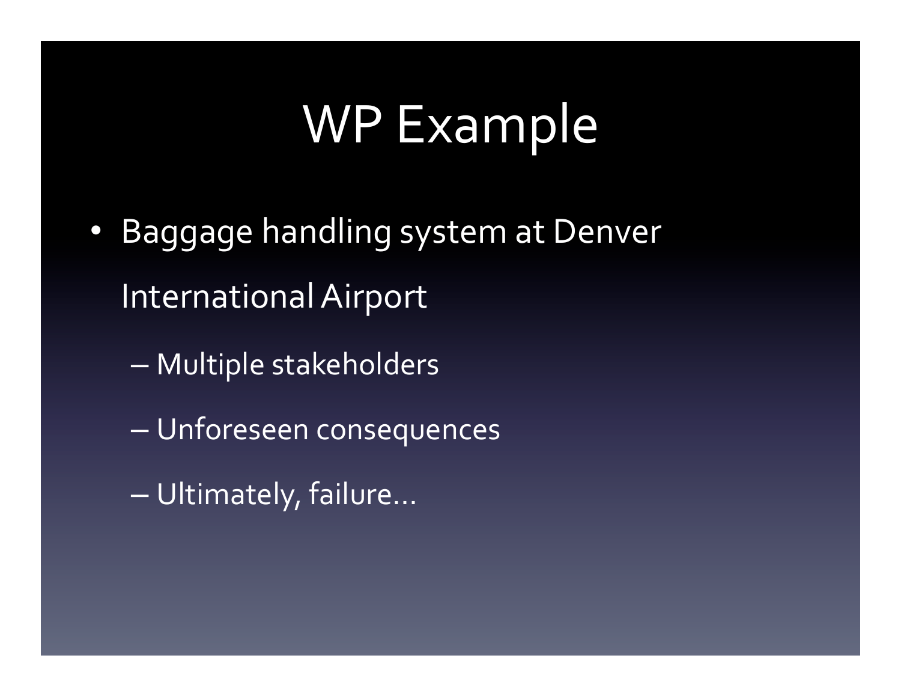# WP Example

- Baggage handling system at Denver International Airport
  - Multiple stakeholders
  - Unforeseen consequences
  - Ultimately, failure…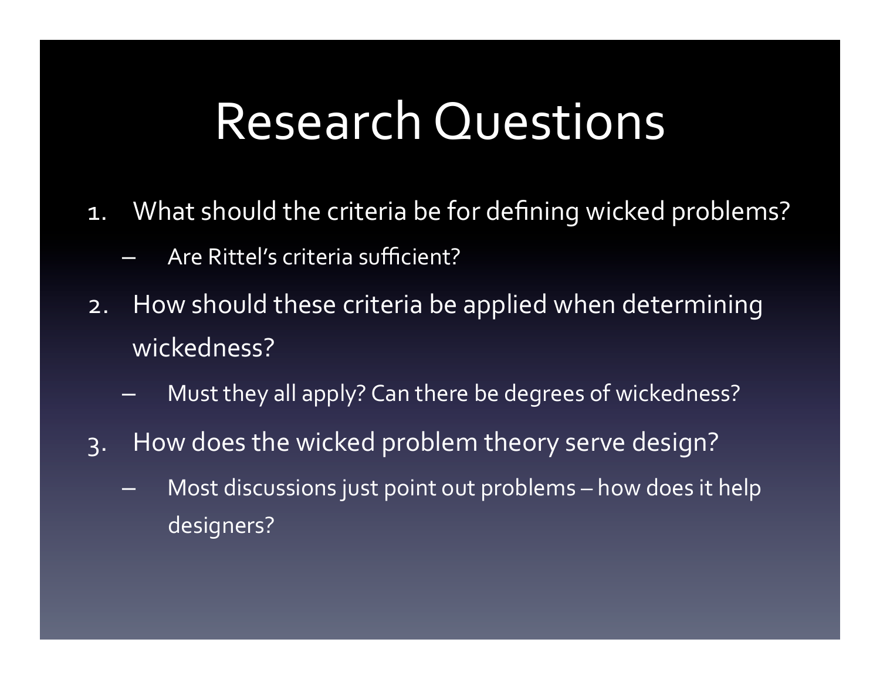# Research Questions

1. What should the criteria be for defining wicked problems?
   - Are Rittel's criteria sufficient?
2. How should these criteria be applied when determining wickedness?
   - Must they all apply? Can there be degrees of wickedness?
3. How does the wicked problem theory serve design?
   - Most discussions just point out problems – how does it help designers?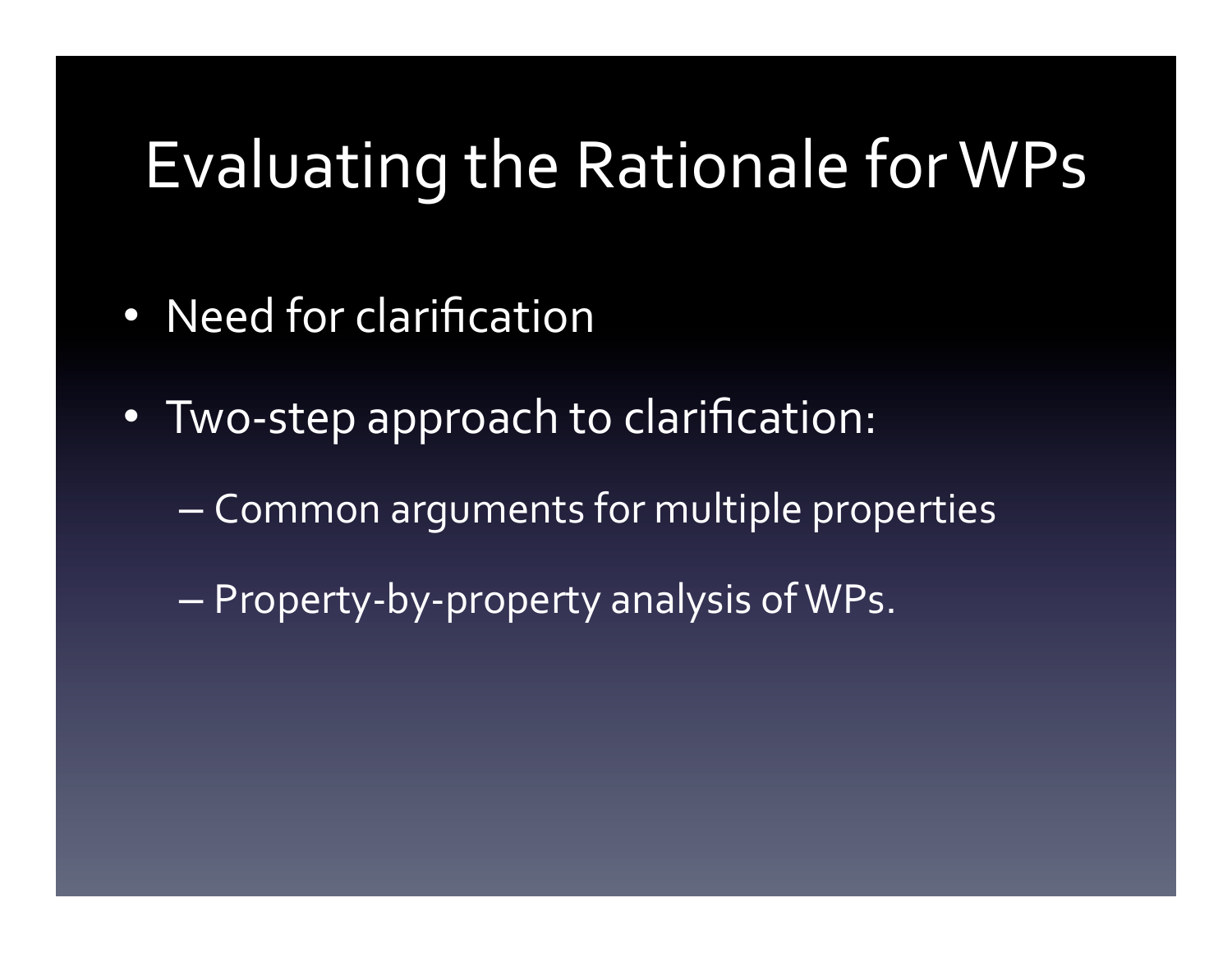# Evaluating the Rationale for WPs

- Need for clarification
- Two-step approach to clarification:
  - Common arguments for multiple properties
  - Property-by-property analysis of WPs.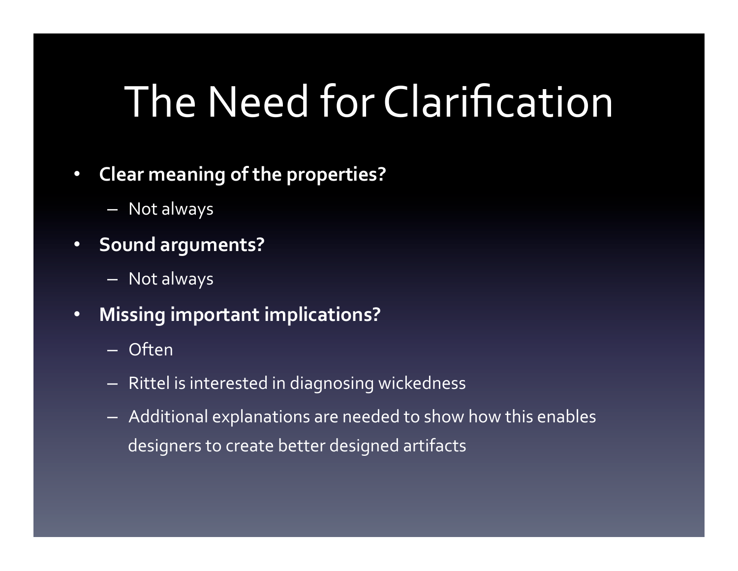# The Need for Clarification

- **Clear meaning of the properties?**
  - Not always
- **Sound arguments?**
  - Not always
- **Missing important implications?**
  - Often
  - Rittel is interested in diagnosing wickedness
  - Additional explanations are needed to show how this enables designers to create better designed artifacts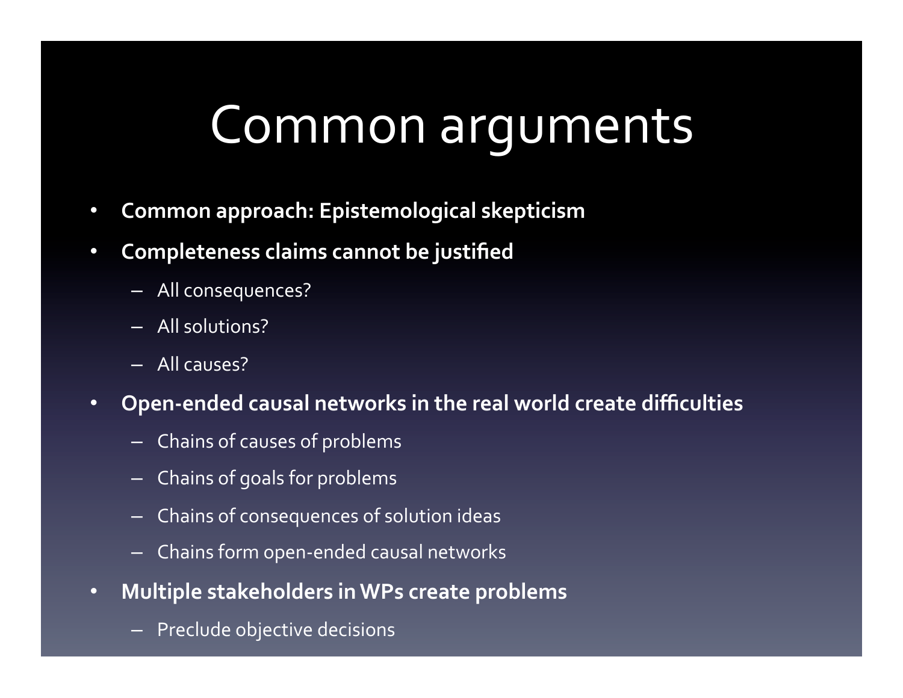# Common arguments

- **Common approach: Epistemological skepticism**
- **Completeness claims cannot be justified**
  - All consequences?
  - All solutions?
  - All causes?
- **Open-ended causal networks in the real world create difficulties**
  - Chains of causes of problems
  - Chains of goals for problems
  - Chains of consequences of solution ideas
  - Chains form open-ended causal networks
- **Multiple stakeholders in WPs create problems**
  - Preclude objective decisions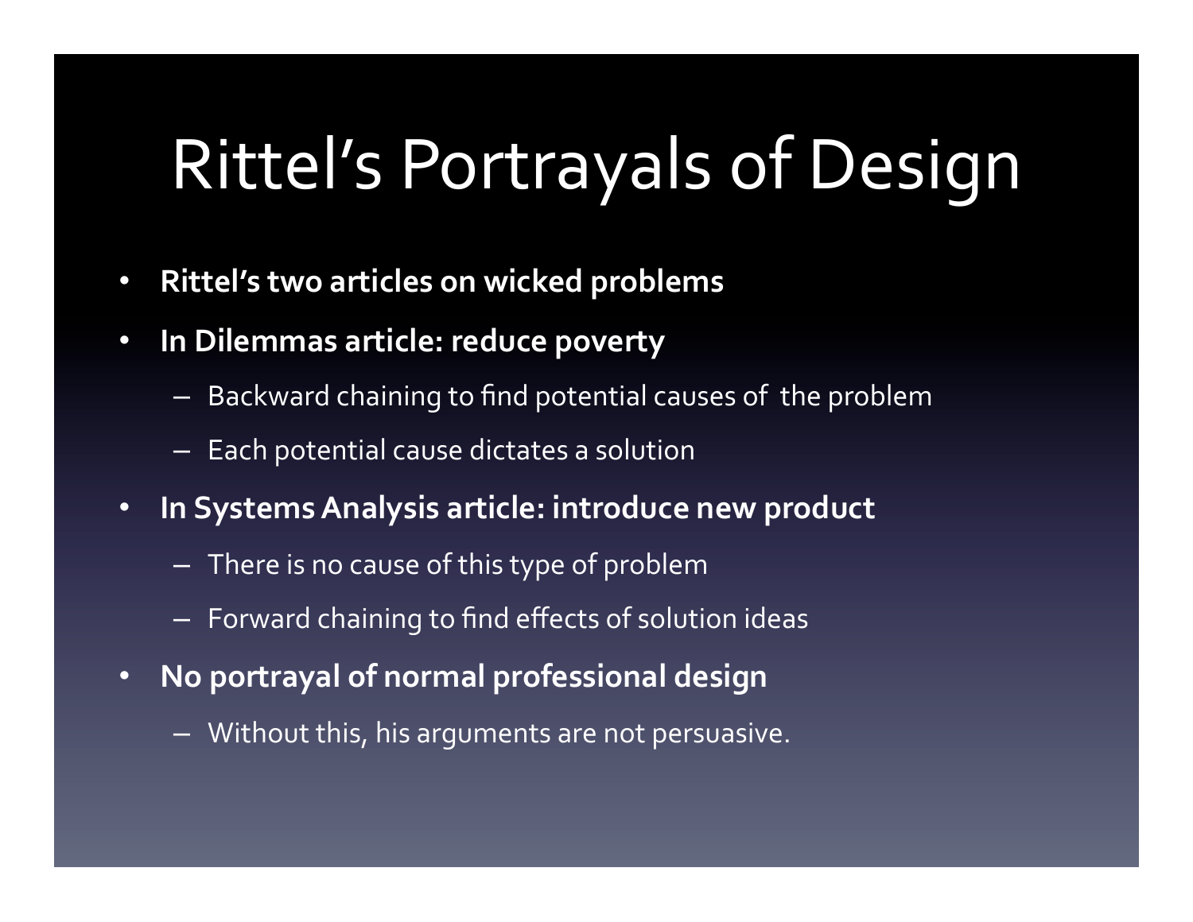# Rittel's Portrayals of Design

- **Rittel's two articles on wicked problems**
- **In Dilemmas article: reduce poverty**
  - Backward chaining to find potential causes of the problem
  - Each potential cause dictates a solution
- **In Systems Analysis article: introduce new product**
  - There is no cause of this type of problem
  - Forward chaining to find effects of solution ideas
- **No portrayal of normal professional design**
  - Without this, his arguments are not persuasive.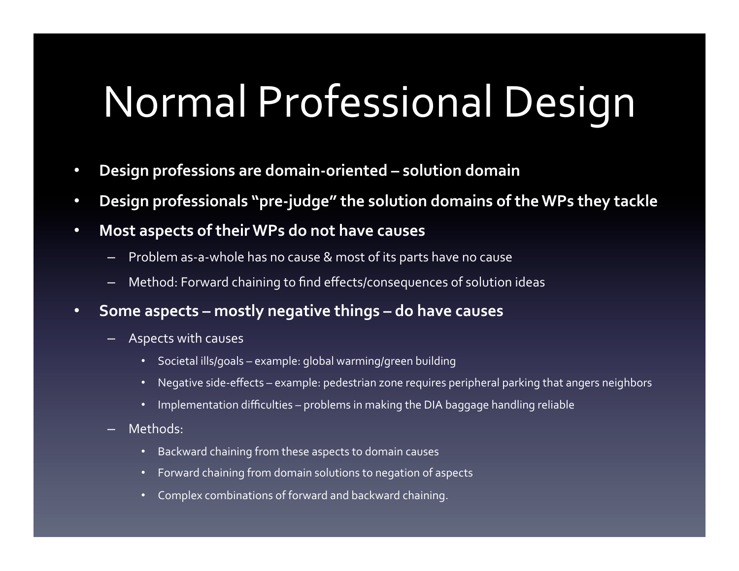# Normal Professional Design

- **Design professions are domain-oriented – solution domain**
- **Design professionals "pre-judge" the solution domains of the WPs they tackle**
- **Most aspects of their WPs do not have causes**
  - Problem as-a-whole has no cause & most of its parts have no cause
  - Method: Forward chaining to find effects/consequences of solution ideas
- **Some aspects – mostly negative things – do have causes**
  - Aspects with causes
    - Societal ills/goals – example: global warming/green building
    - Negative side-effects – example: pedestrian zone requires peripheral parking that angers neighbors
    - Implementation difficulties – problems in making the DIA baggage handling reliable
  - Methods:
    - Backward chaining from these aspects to domain causes
    - Forward chaining from domain solutions to negation of aspects
    - Complex combinations of forward and backward chaining.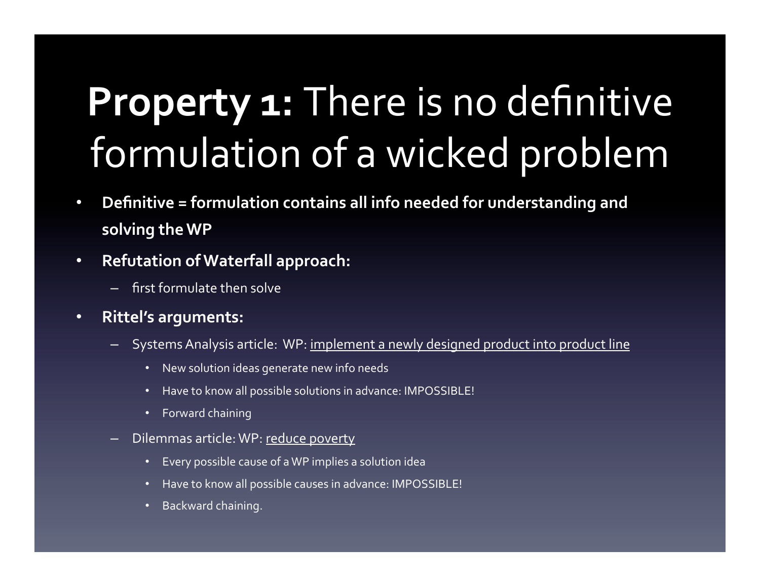# **Property 1:** There is no definitive formulation of a wicked problem

- **Definitive = formulation contains all info needed for understanding and solving the WP**
- **Refutation of Waterfall approach:**
  - first formulate then solve
- **Rittel's arguments:**
  - Systems Analysis article: WP: <u>implement a newly designed product into product line</u>
    - New solution ideas generate new info needs
    - Have to know all possible solutions in advance: IMPOSSIBLE!
    - Forward chaining
  - Dilemmas article: WP: <u>reduce poverty</u>
    - Every possible cause of a WP implies a solution idea
    - Have to know all possible causes in advance: IMPOSSIBLE!
    - Backward chaining.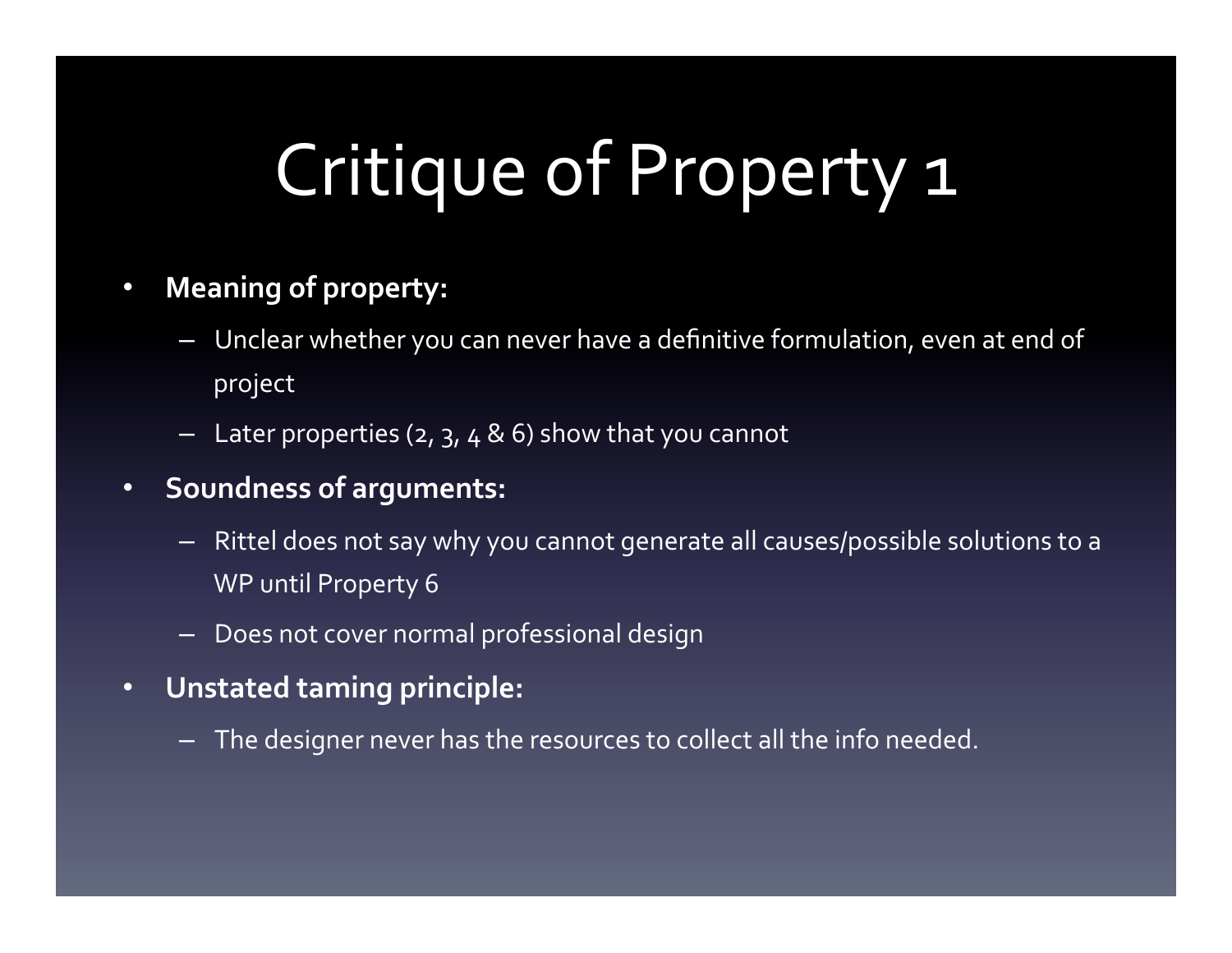# Critique of Property 1

- **Meaning of property:**
  - Unclear whether you can never have a definitive formulation, even at end of project
  - Later properties (2, 3, 4 & 6) show that you cannot
- **Soundness of arguments:**
  - Rittel does not say why you cannot generate all causes/possible solutions to a WP until Property 6
  - Does not cover normal professional design
- **Unstated taming principle:**
  - The designer never has the resources to collect all the info needed.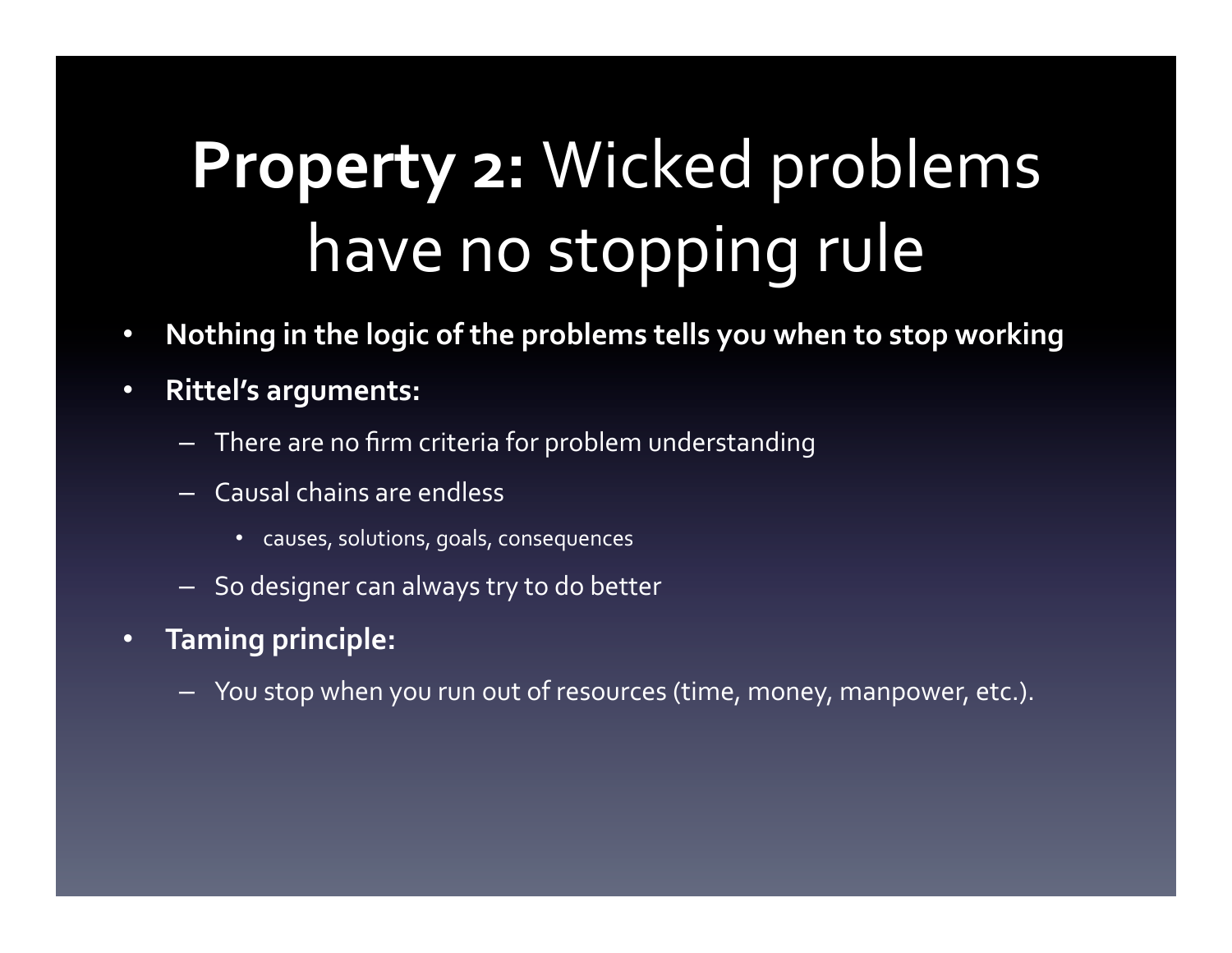# **Property 2:** Wicked problems have no stopping rule

- **Nothing in the logic of the problems tells you when to stop working**
- **Rittel's arguments:**
  - There are no firm criteria for problem understanding
  - Causal chains are endless
    - causes, solutions, goals, consequences
  - So designer can always try to do better
- **Taming principle:**
  - You stop when you run out of resources (time, money, manpower, etc.).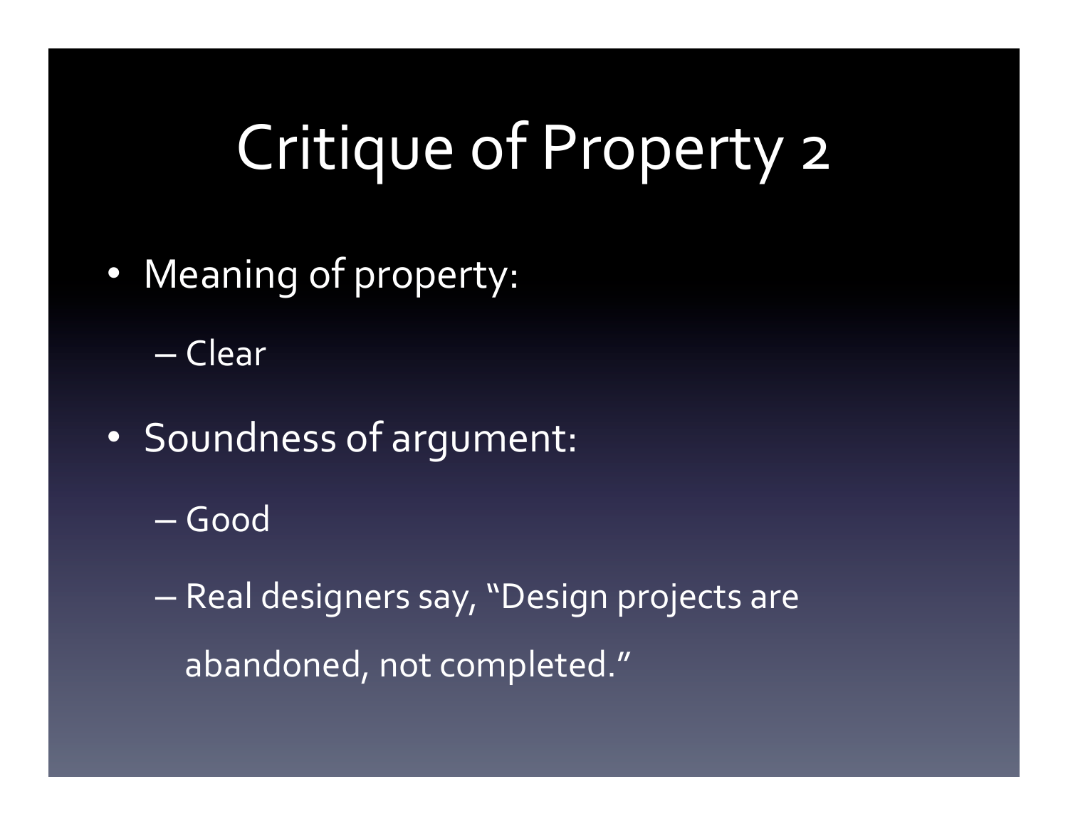# Critique of Property 2

- Meaning of property:
  - Clear
- Soundness of argument:
  - Good
  - Real designers say, "Design projects are abandoned, not completed."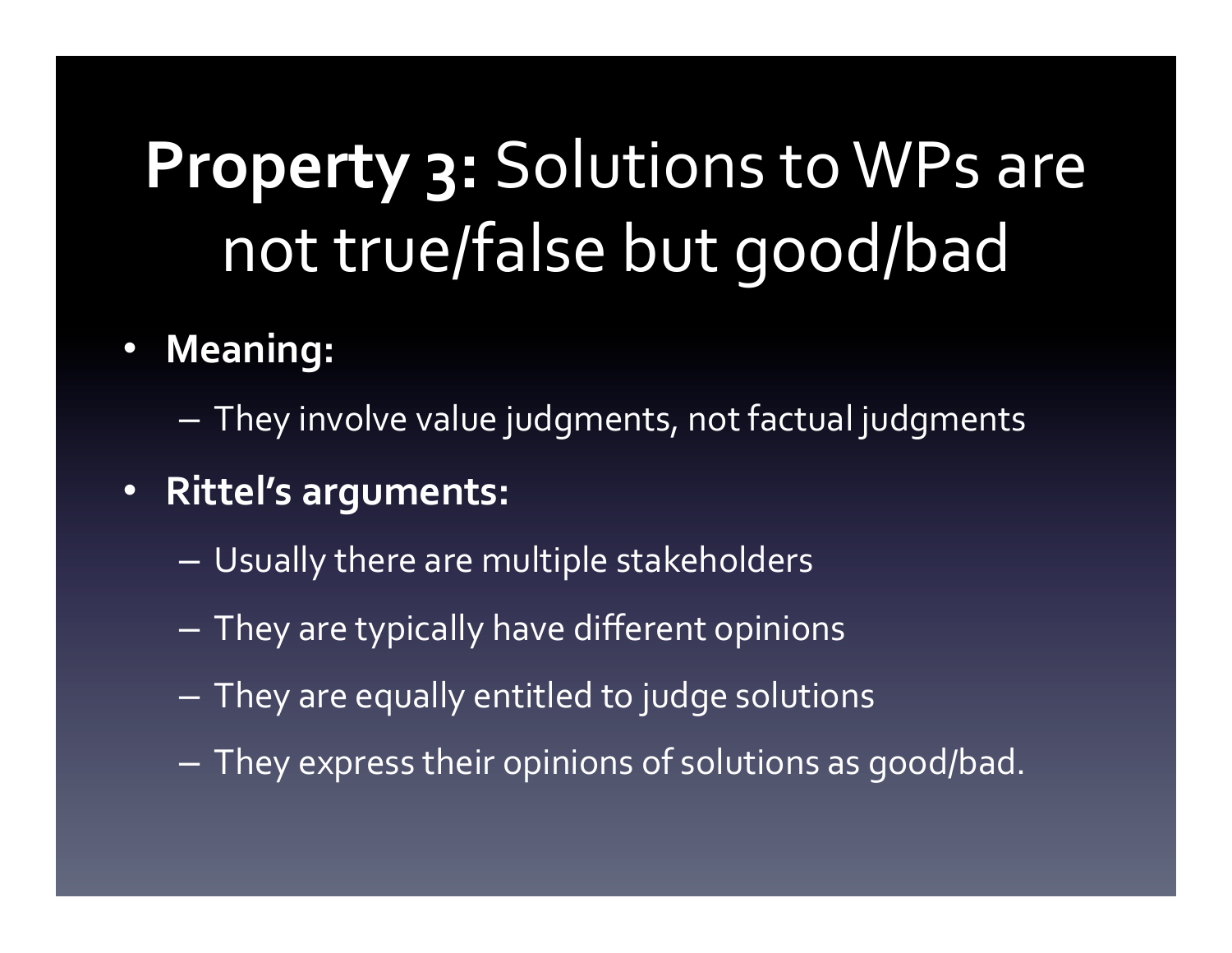# **Property 3:** Solutions to WPs are not true/false but good/bad

- **Meaning:**
  - They involve value judgments, not factual judgments
- **Rittel's arguments:**
  - Usually there are multiple stakeholders
  - They are typically have different opinions
  - They are equally entitled to judge solutions
  - They express their opinions of solutions as good/bad.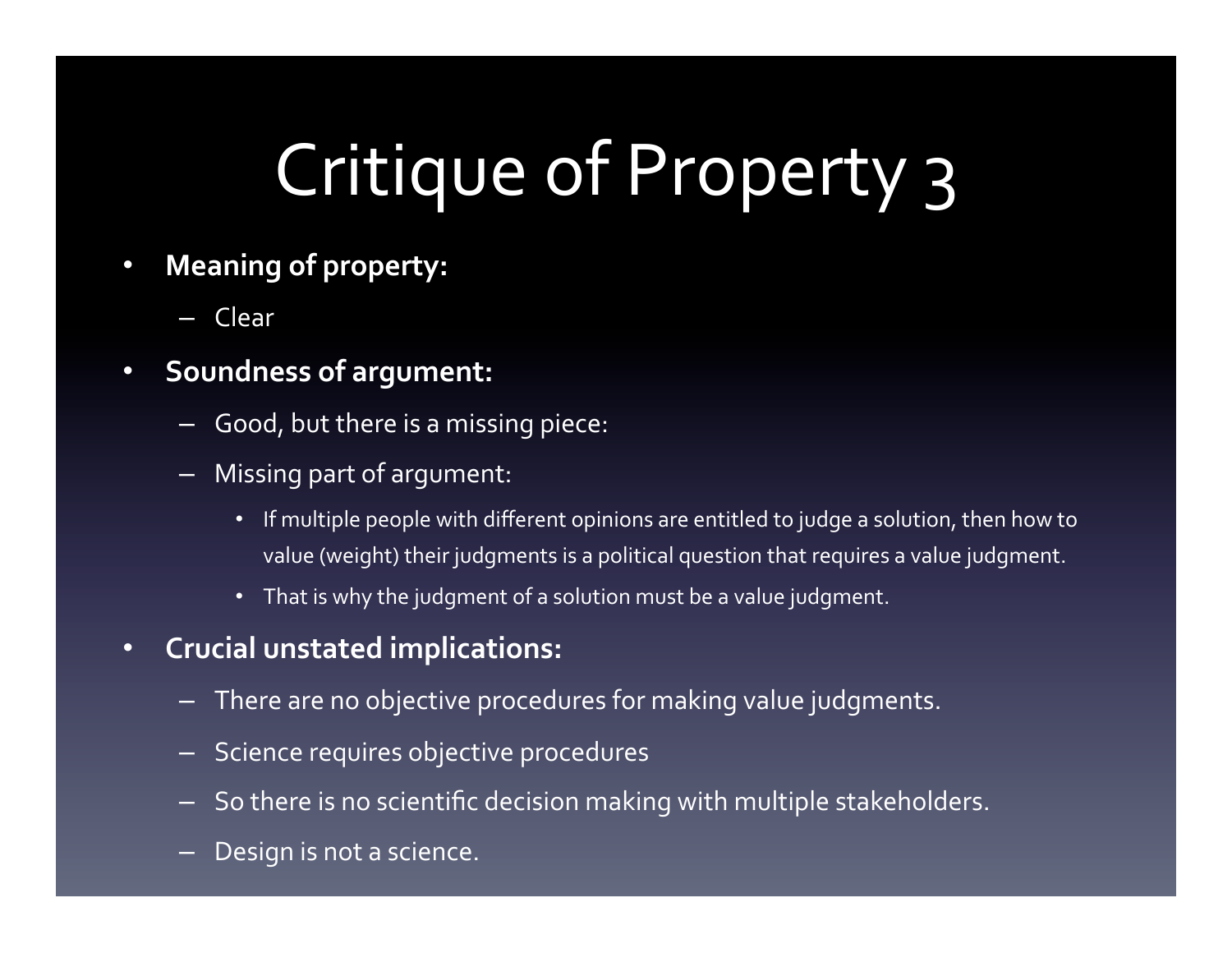# Critique of Property 3

- **Meaning of property:**
  - Clear
- **Soundness of argument:**
  - Good, but there is a missing piece:
  - Missing part of argument:
    - If multiple people with different opinions are entitled to judge a solution, then how to value (weight) their judgments is a political question that requires a value judgment.
    - That is why the judgment of a solution must be a value judgment.
- **Crucial unstated implications:**
  - There are no objective procedures for making value judgments.
  - Science requires objective procedures
  - So there is no scientific decision making with multiple stakeholders.
  - Design is not a science.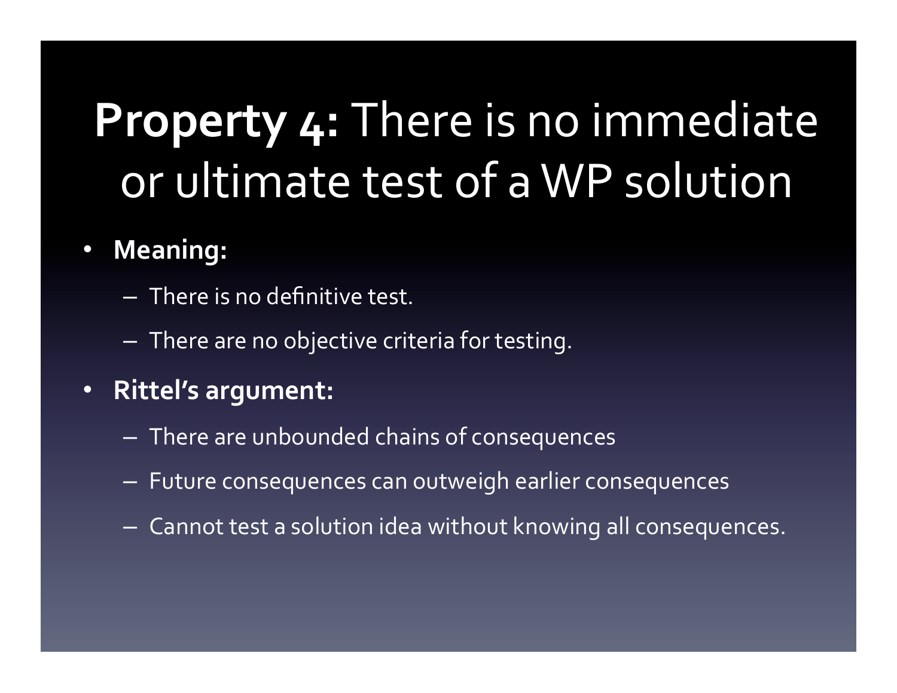# **Property 4:** There is no immediate or ultimate test of a WP solution

- **Meaning:**
  - There is no definitive test.
  - There are no objective criteria for testing.
- **Rittel's argument:**
  - There are unbounded chains of consequences
  - Future consequences can outweigh earlier consequences
  - Cannot test a solution idea without knowing all consequences.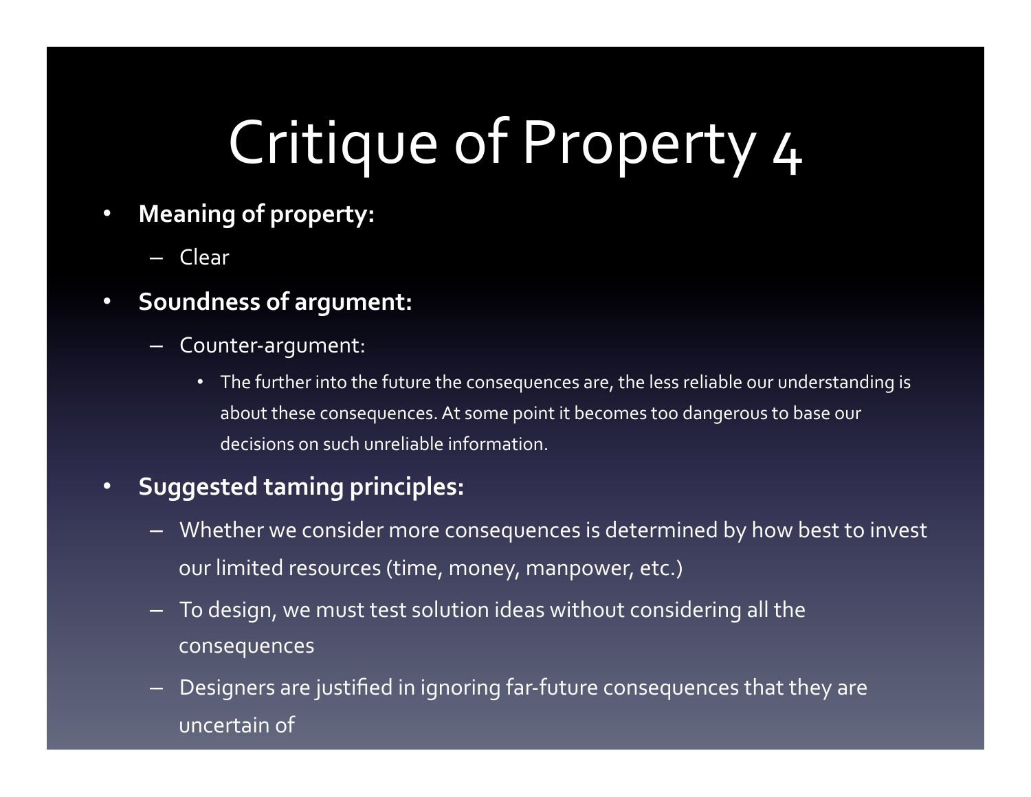# Critique of Property 4

- **Meaning of property:**
  - Clear
- **Soundness of argument:**
  - Counter-argument:
    - The further into the future the consequences are, the less reliable our understanding is about these consequences. At some point it becomes too dangerous to base our decisions on such unreliable information.
- **Suggested taming principles:**
  - Whether we consider more consequences is determined by how best to invest our limited resources (time, money, manpower, etc.)
  - To design, we must test solution ideas without considering all the consequences
  - Designers are justified in ignoring far-future consequences that they are uncertain of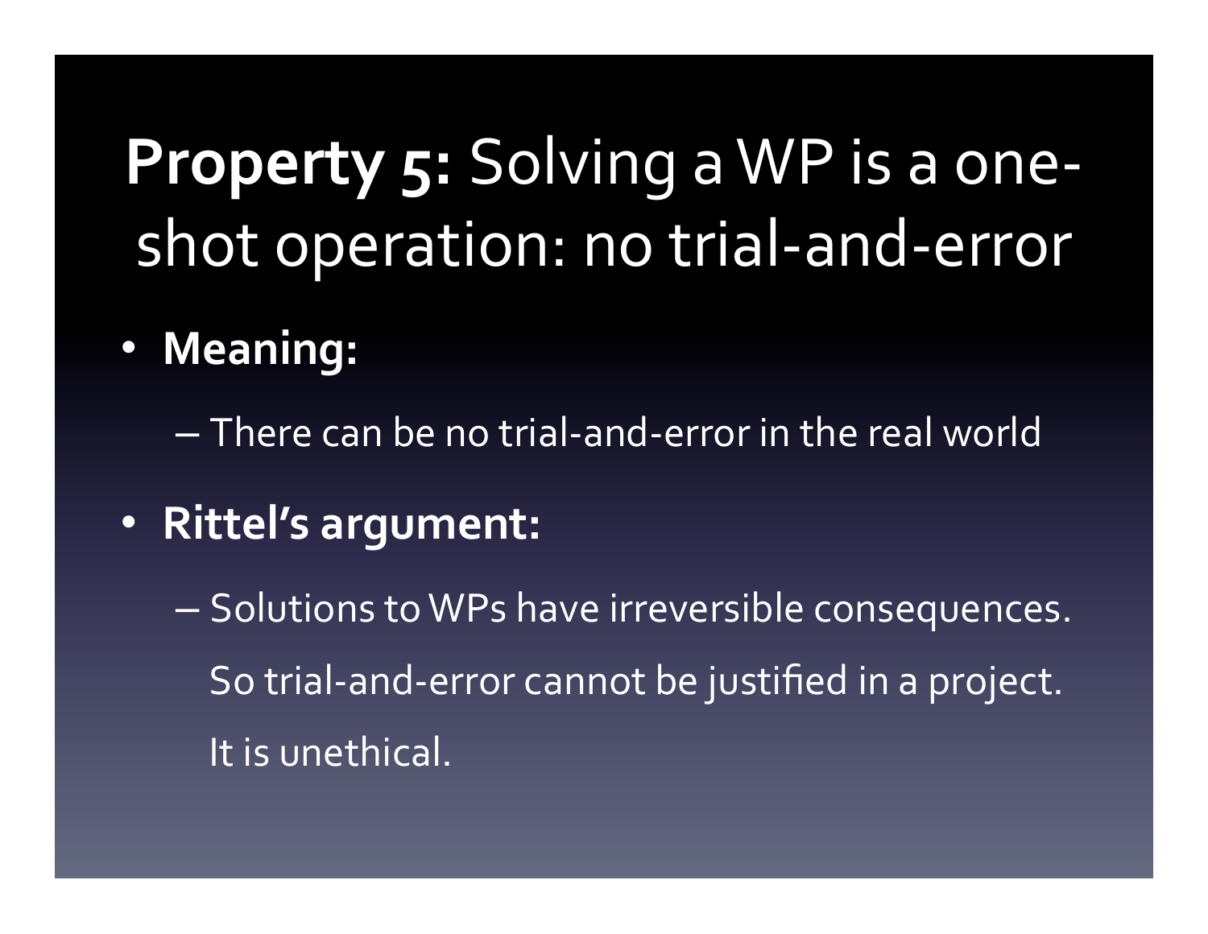# **Property 5:** Solving a WP is a one-shot operation: no trial-and-error

- **Meaning:**
  - There can be no trial-and-error in the real world
- **Rittel's argument:**
  - Solutions to WPs have irreversible consequences. So trial-and-error cannot be justified in a project. It is unethical.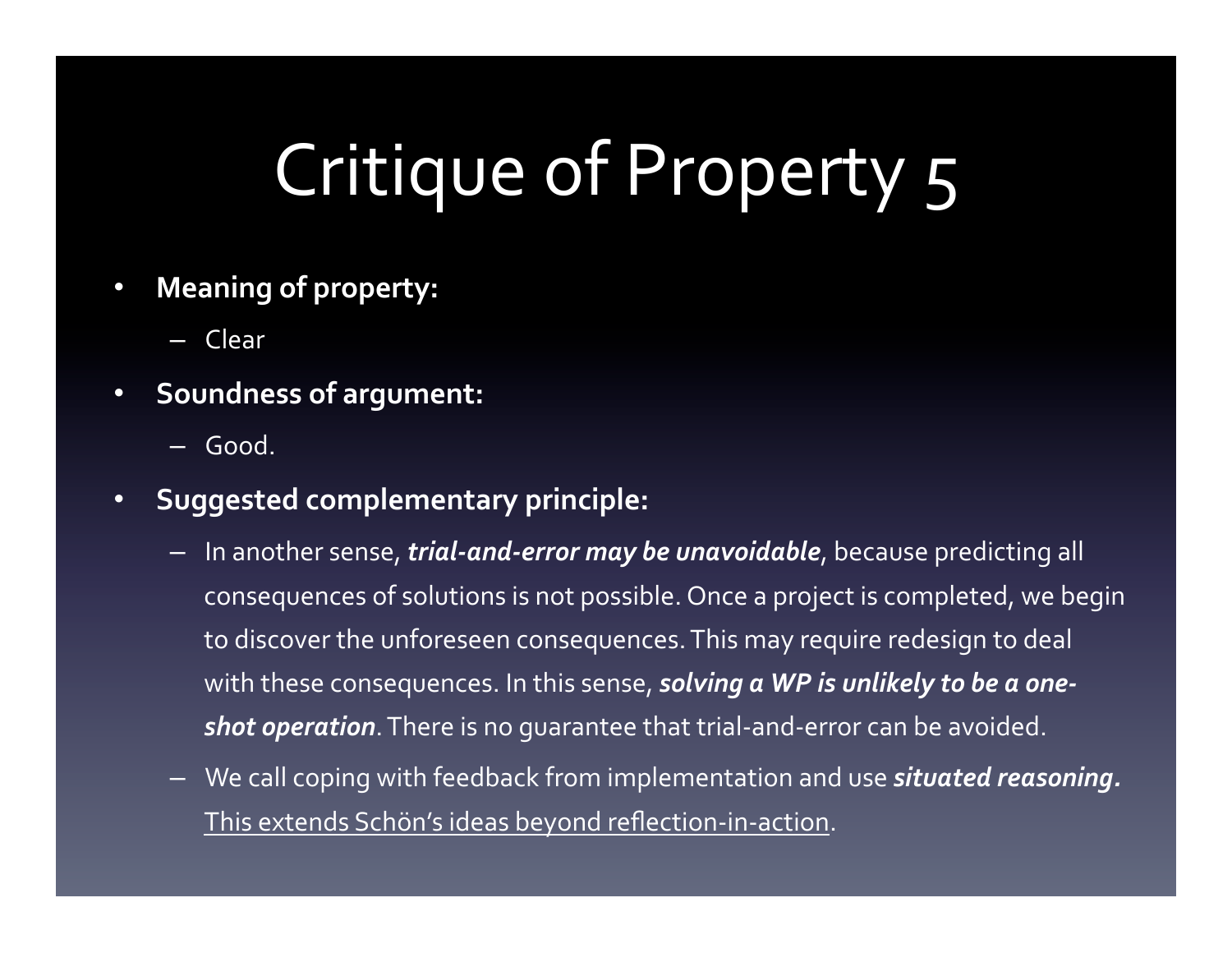# Critique of Property 5

- **Meaning of property:**
  - Clear
- **Soundness of argument:**
  - Good.
- **Suggested complementary principle:**
  - In another sense, ***trial-and-error may be unavoidable***, because predicting all consequences of solutions is not possible. Once a project is completed, we begin to discover the unforeseen consequences. This may require redesign to deal with these consequences. In this sense, ***solving a WP is unlikely to be a one-shot operation***. There is no guarantee that trial-and-error can be avoided.
  - We call coping with feedback from implementation and use ***situated reasoning.*** <u>This extends Schön's ideas beyond reflection-in-action</u>.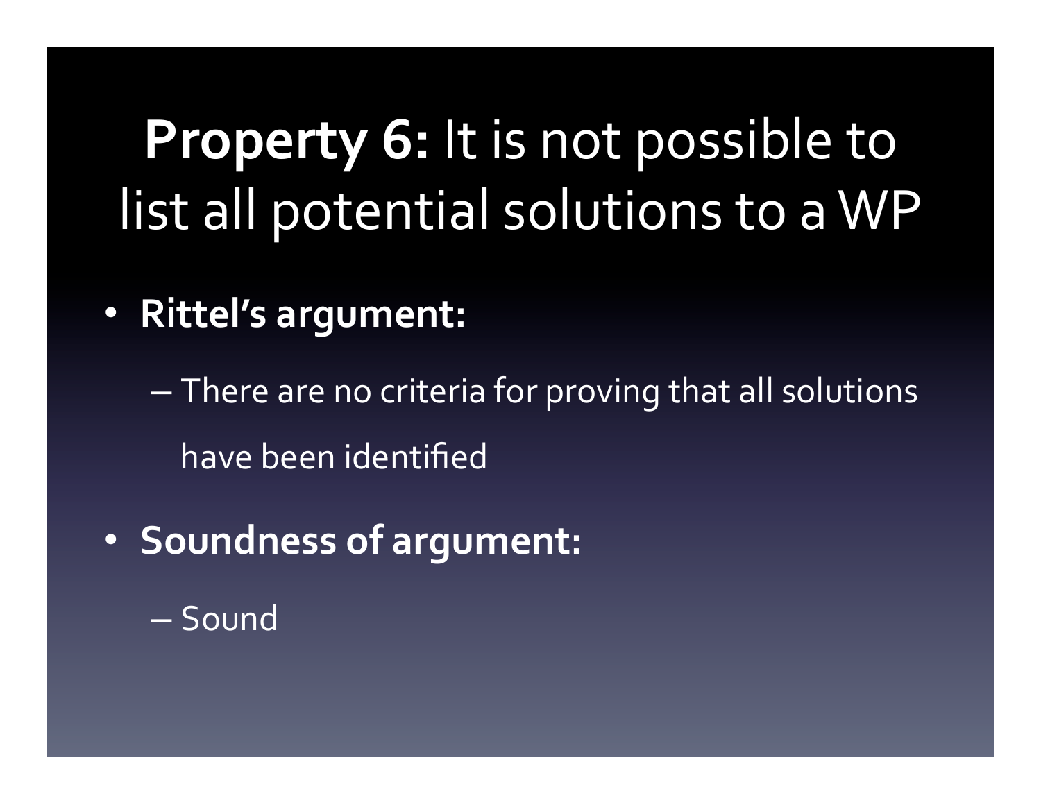# **Property 6:** It is not possible to list all potential solutions to a WP

- **Rittel's argument:**
  - There are no criteria for proving that all solutions have been identified
- **Soundness of argument:**
  - Sound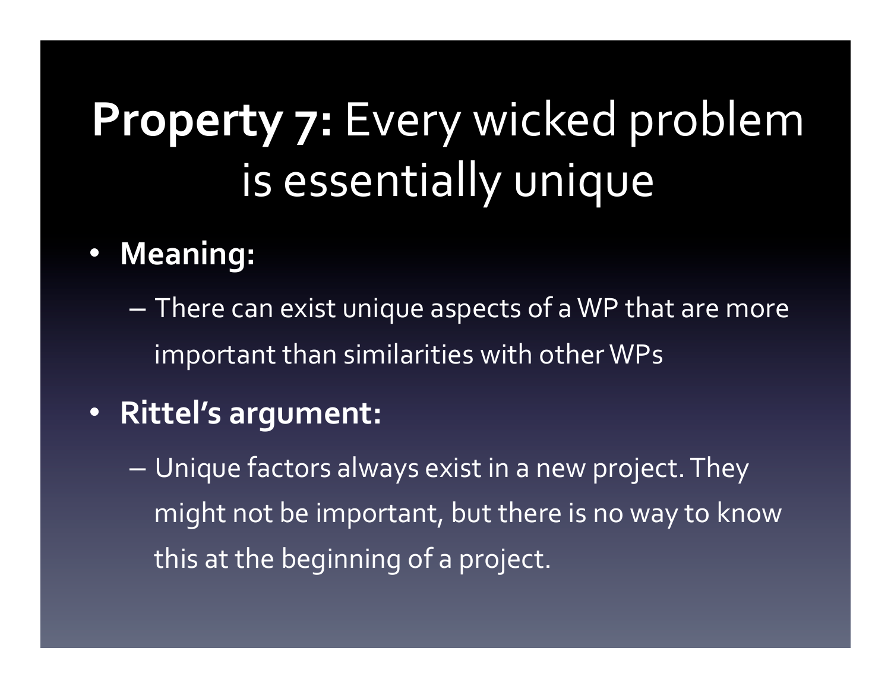# **Property 7:** Every wicked problem is essentially unique

- **Meaning:**
  - There can exist unique aspects of a WP that are more important than similarities with other WPs
- **Rittel's argument:**
  - Unique factors always exist in a new project. They might not be important, but there is no way to know this at the beginning of a project.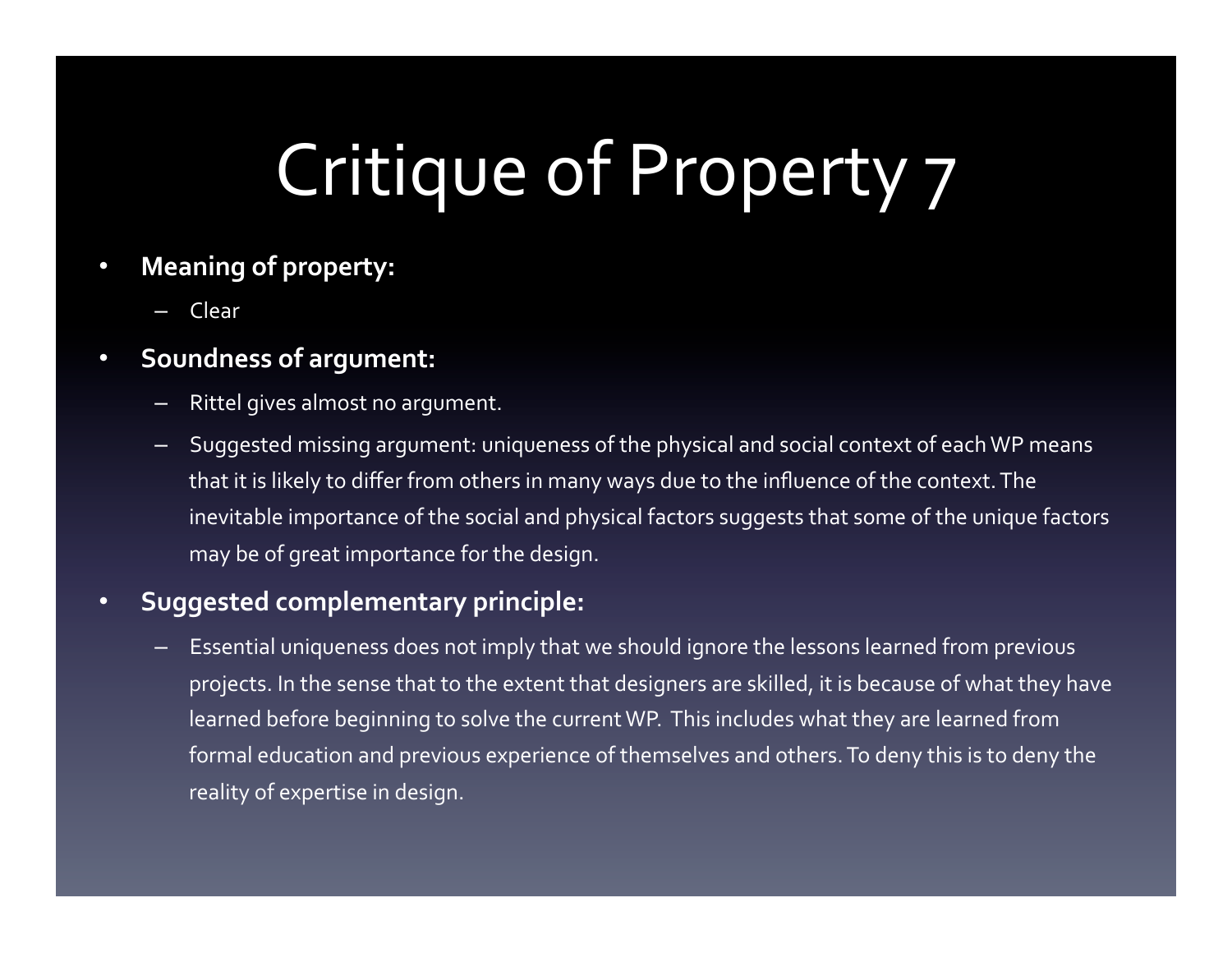# Critique of Property 7

- **Meaning of property:**
  - Clear
- **Soundness of argument:**
  - Rittel gives almost no argument.
  - Suggested missing argument: uniqueness of the physical and social context of each WP means that it is likely to differ from others in many ways due to the influence of the context. The inevitable importance of the social and physical factors suggests that some of the unique factors may be of great importance for the design.
- **Suggested complementary principle:**
  - Essential uniqueness does not imply that we should ignore the lessons learned from previous projects. In the sense that to the extent that designers are skilled, it is because of what they have learned before beginning to solve the current WP. This includes what they are learned from formal education and previous experience of themselves and others. To deny this is to deny the reality of expertise in design.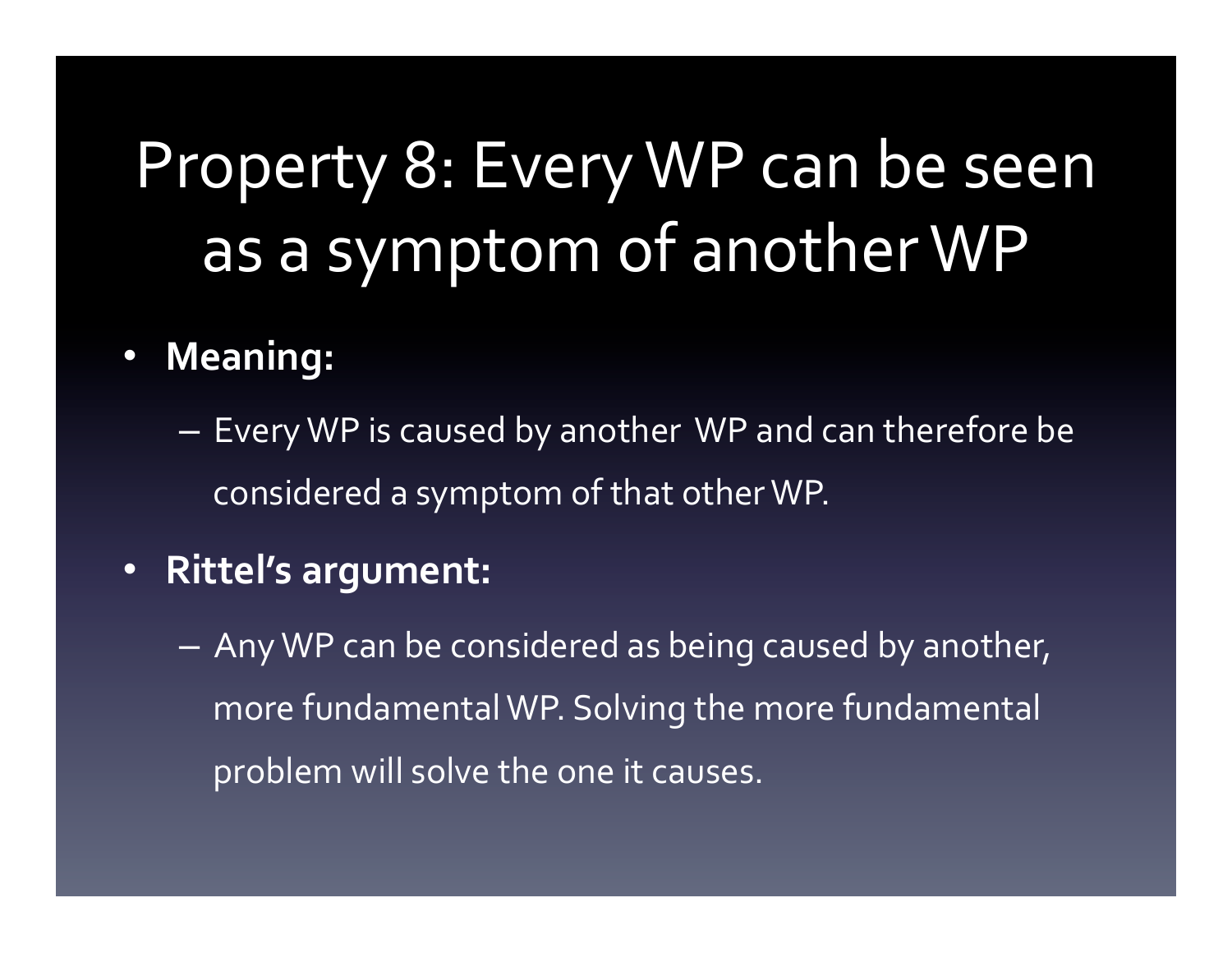# Property 8: Every WP can be seen as a symptom of another WP

- **Meaning:**
  - Every WP is caused by another WP and can therefore be considered a symptom of that other WP.
- **Rittel's argument:**
  - Any WP can be considered as being caused by another, more fundamental WP. Solving the more fundamental problem will solve the one it causes.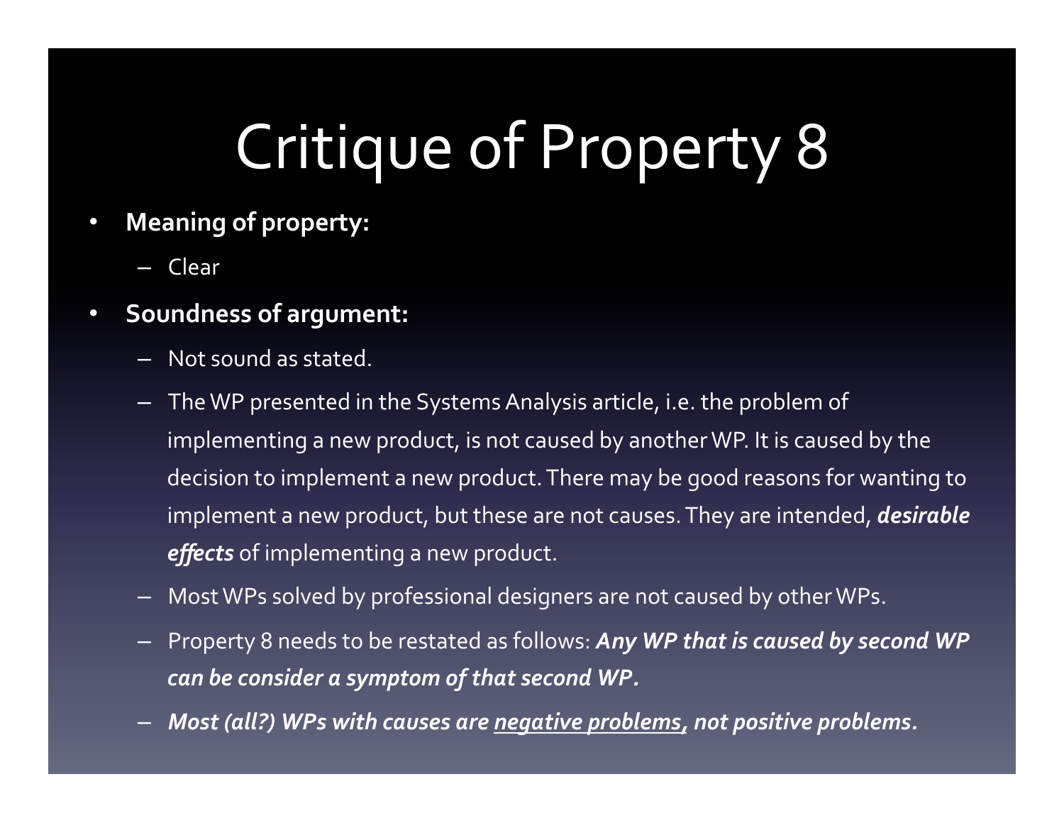# Critique of Property 8

- **Meaning of property:**
  - Clear
- **Soundness of argument:**
  - Not sound as stated.
  - The WP presented in the Systems Analysis article, i.e. the problem of implementing a new product, is not caused by another WP. It is caused by the decision to implement a new product. There may be good reasons for wanting to implement a new product, but these are not causes. They are intended, ***desirable effects*** of implementing a new product.
  - Most WPs solved by professional designers are not caused by other WPs.
  - Property 8 needs to be restated as follows: ***Any WP that is caused by second WP can be consider a symptom of that second WP.***
  - ***Most (all?) WPs with causes are <u>negative problems</u>, not positive problems.***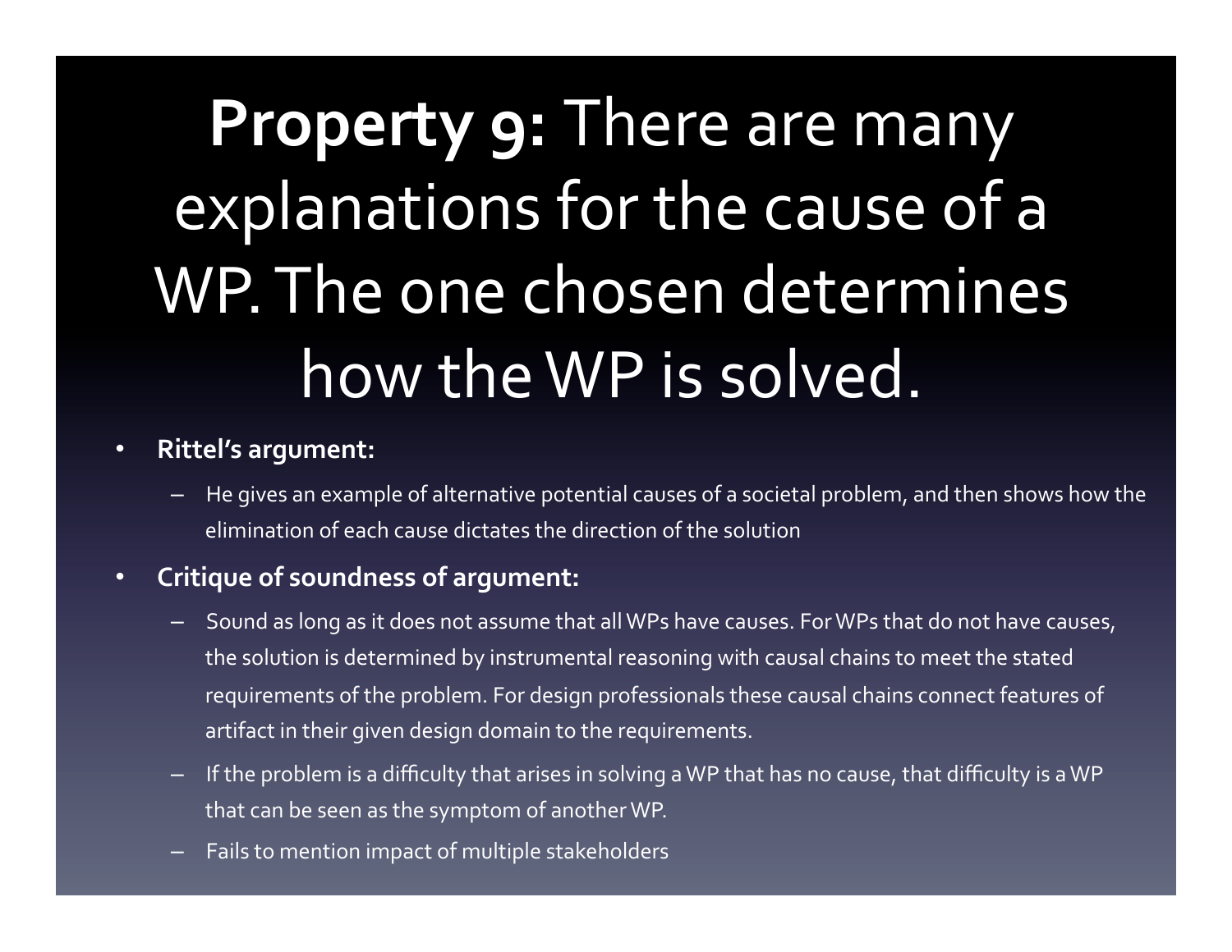# **Property 9:** There are many explanations for the cause of a WP. The one chosen determines how the WP is solved.

- **Rittel's argument:**
  - He gives an example of alternative potential causes of a societal problem, and then shows how the elimination of each cause dictates the direction of the solution
- **Critique of soundness of argument:**
  - Sound as long as it does not assume that all WPs have causes. For WPs that do not have causes, the solution is determined by instrumental reasoning with causal chains to meet the stated requirements of the problem. For design professionals these causal chains connect features of artifact in their given design domain to the requirements.
  - If the problem is a difficulty that arises in solving a WP that has no cause, that difficulty is a WP that can be seen as the symptom of another WP.
  - Fails to mention impact of multiple stakeholders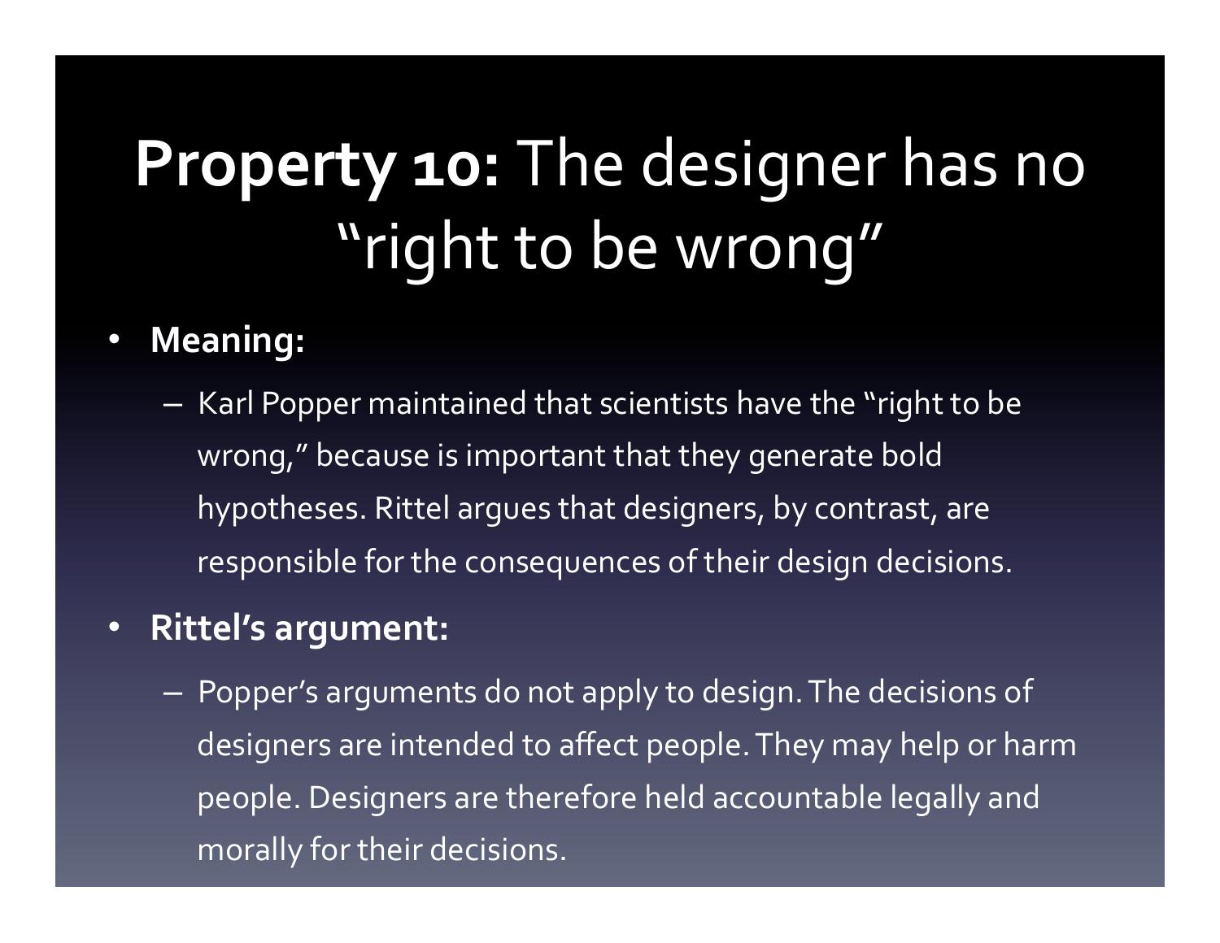# **Property 10:** The designer has no "right to be wrong"

- **Meaning:**
  - Karl Popper maintained that scientists have the "right to be wrong," because is important that they generate bold hypotheses. Rittel argues that designers, by contrast, are responsible for the consequences of their design decisions.
- **Rittel's argument:**
  - Popper's arguments do not apply to design. The decisions of designers are intended to affect people. They may help or harm people. Designers are therefore held accountable legally and morally for their decisions.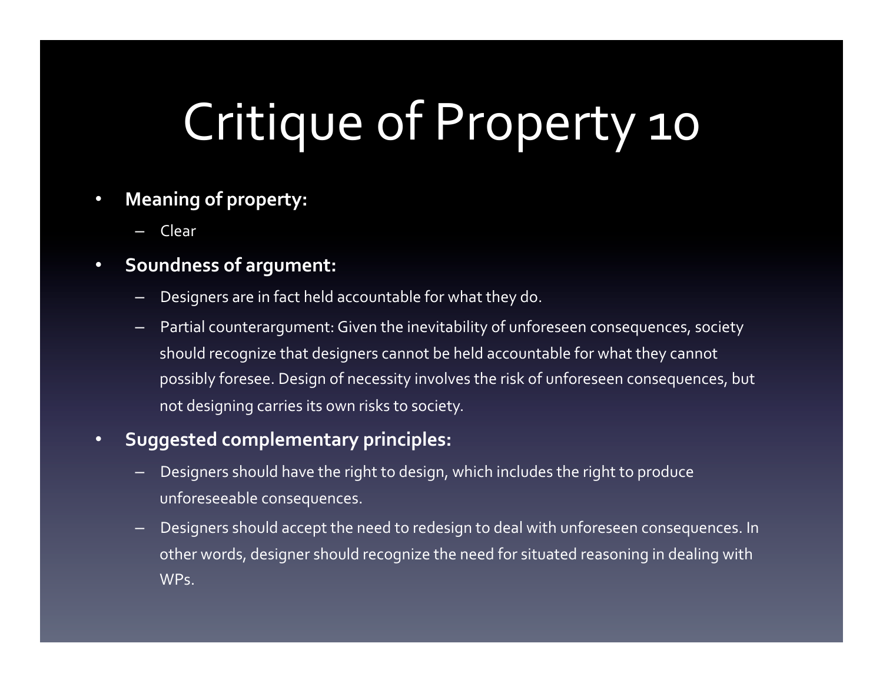# Critique of Property 10

- **Meaning of property:**
  - Clear
- **Soundness of argument:**
  - Designers are in fact held accountable for what they do.
  - Partial counterargument: Given the inevitability of unforeseen consequences, society should recognize that designers cannot be held accountable for what they cannot possibly foresee. Design of necessity involves the risk of unforeseen consequences, but not designing carries its own risks to society.
- **Suggested complementary principles:**
  - Designers should have the right to design, which includes the right to produce unforeseeable consequences.
  - Designers should accept the need to redesign to deal with unforeseen consequences. In other words, designer should recognize the need for situated reasoning in dealing with WPs.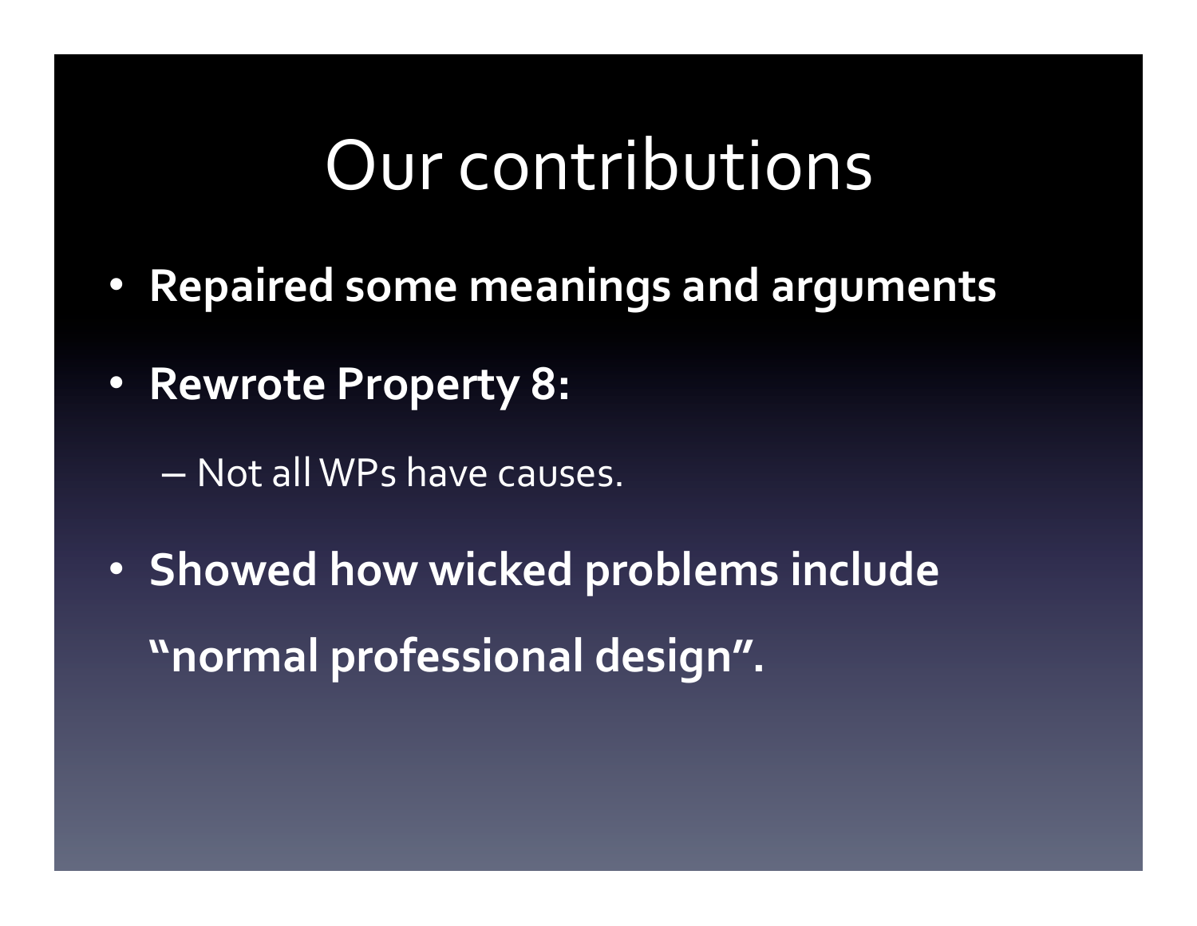# Our contributions

- **Repaired some meanings and arguments**
- **Rewrote Property 8:**
  - Not all WPs have causes.
- **Showed how wicked problems include "normal professional design".**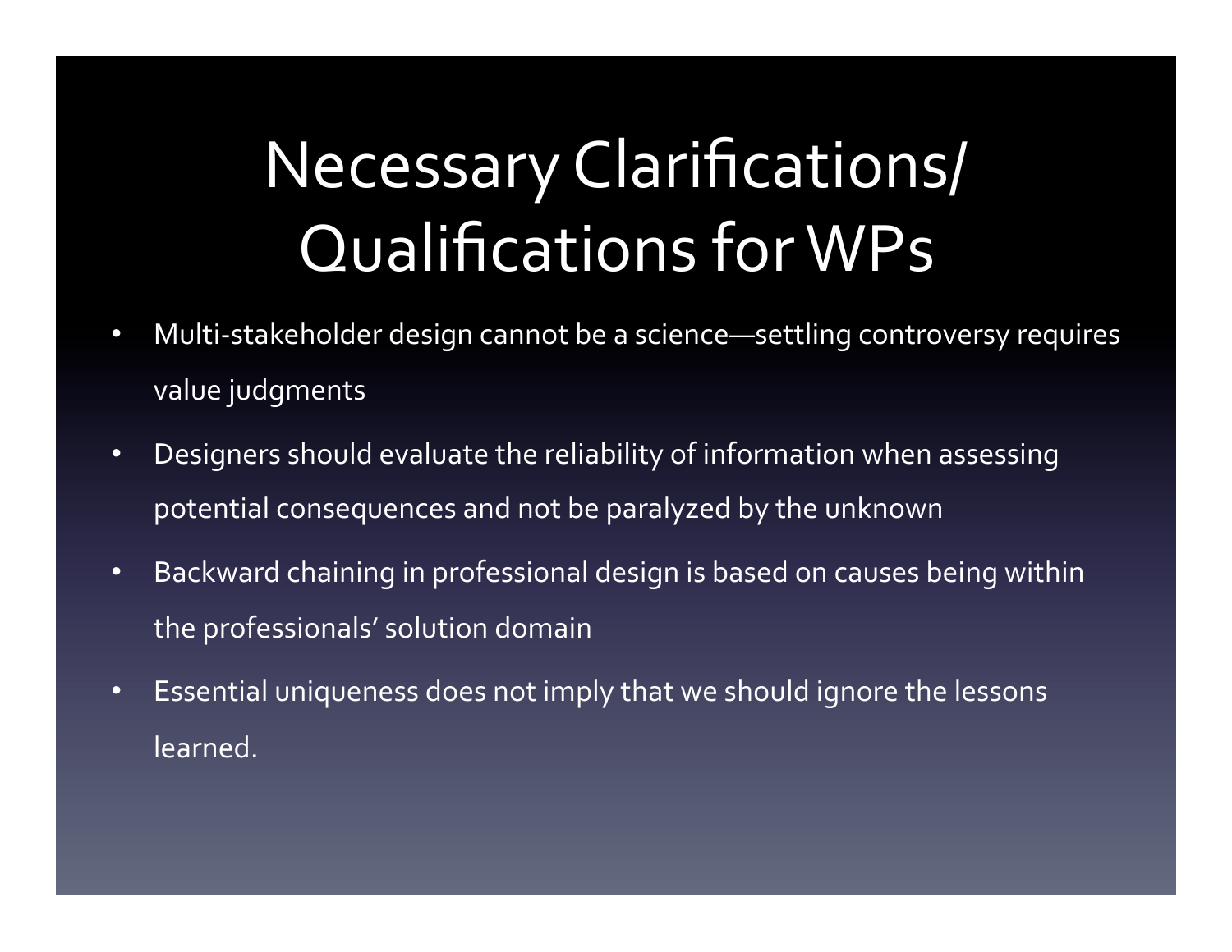# Necessary Clarifications/ Qualifications for WPs

- Multi-stakeholder design cannot be a science—settling controversy requires value judgments
- Designers should evaluate the reliability of information when assessing potential consequences and not be paralyzed by the unknown
- Backward chaining in professional design is based on causes being within the professionals' solution domain
- Essential uniqueness does not imply that we should ignore the lessons learned.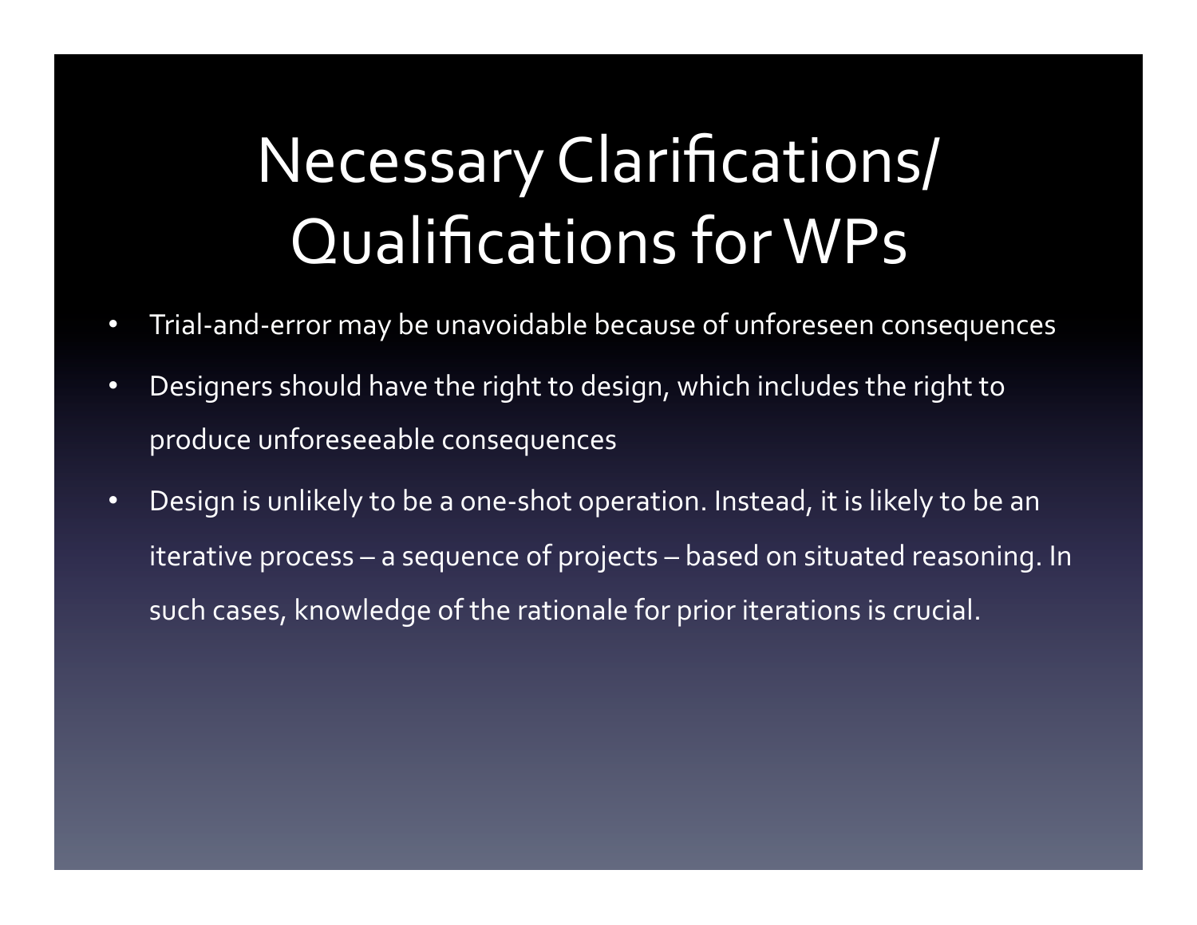# Necessary Clarifications/ Qualifications for WPs

- Trial-and-error may be unavoidable because of unforeseen consequences
- Designers should have the right to design, which includes the right to produce unforeseeable consequences
- Design is unlikely to be a one-shot operation. Instead, it is likely to be an iterative process – a sequence of projects – based on situated reasoning. In such cases, knowledge of the rationale for prior iterations is crucial.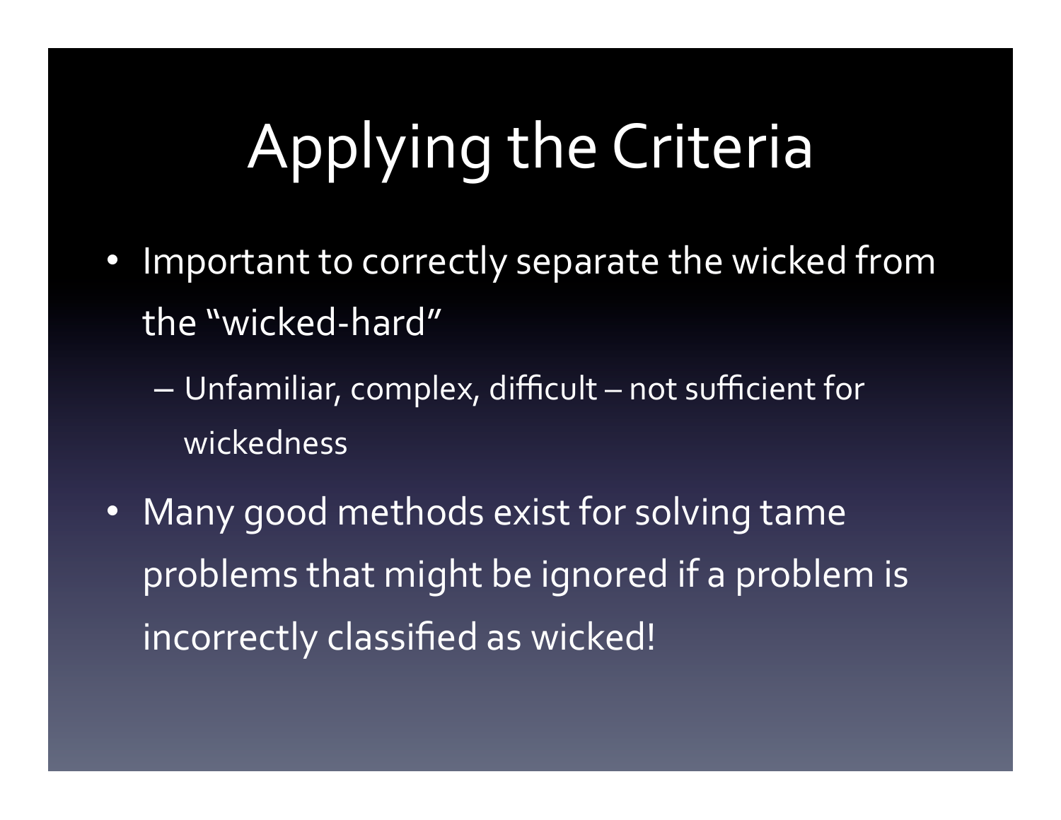# Applying the Criteria

- Important to correctly separate the wicked from the "wicked-hard"
  - Unfamiliar, complex, difficult – not sufficient for wickedness
- Many good methods exist for solving tame problems that might be ignored if a problem is incorrectly classified as wicked!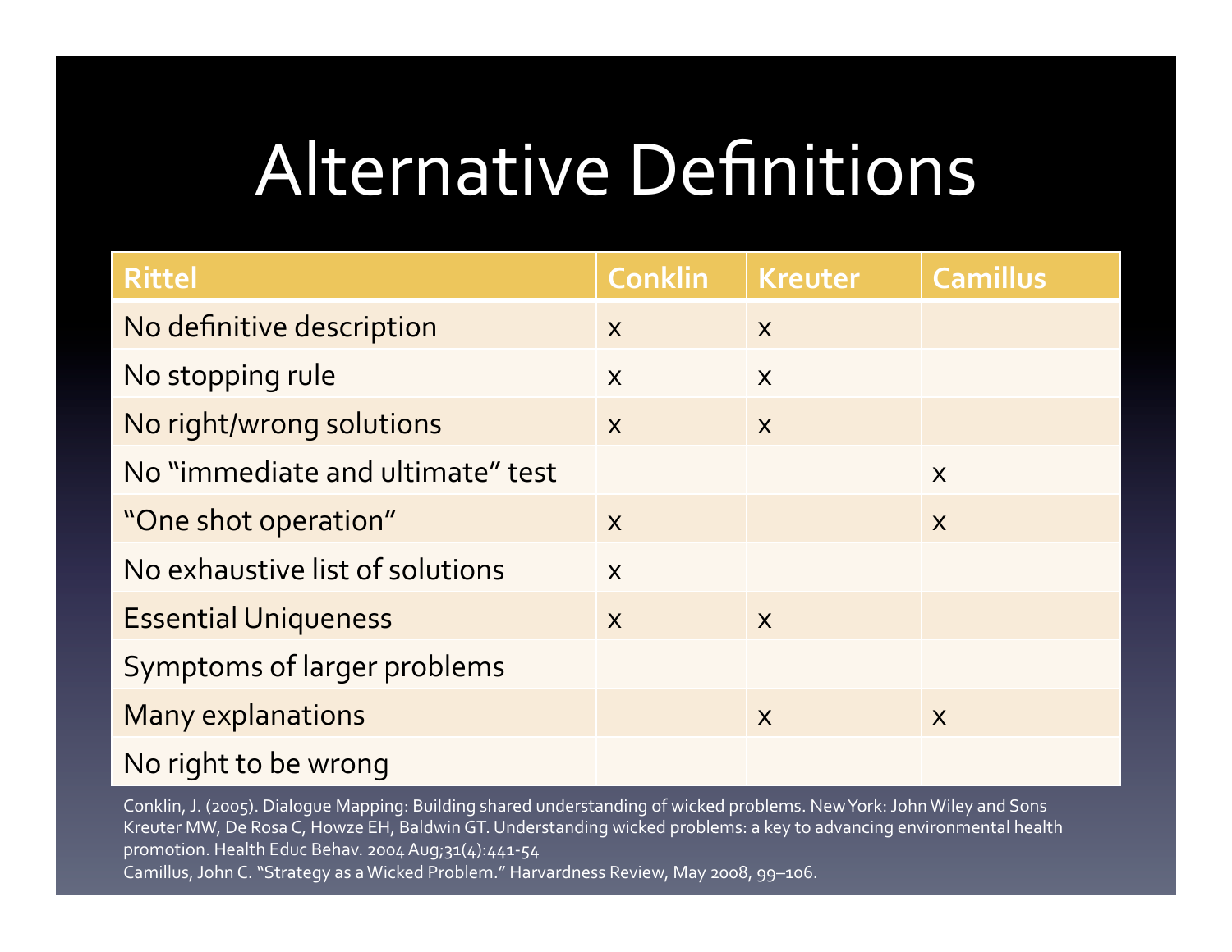# Alternative Definitions

| Rittel | Conklin | Kreuter | Camillus |
|---|---|---|---|
| No definitive description | x | x | |
| No stopping rule | x | x | |
| No right/wrong solutions | x | x | |
| No "immediate and ultimate" test | | | x |
| "One shot operation" | x | | x |
| No exhaustive list of solutions | x | | |
| Essential Uniqueness | x | x | |
| Symptoms of larger problems | | | |
| Many explanations | | x | x |
| No right to be wrong | | | |

Conklin, J. (2005). Dialogue Mapping: Building shared understanding of wicked problems. New York: John Wiley and Sons
Kreuter MW, De Rosa C, Howze EH, Baldwin GT. Understanding wicked problems: a key to advancing environmental health promotion. Health Educ Behav. 2004 Aug;31(4):441-54
Camillus, John C. "Strategy as a Wicked Problem." Harvardness Review, May 2008, 99–106.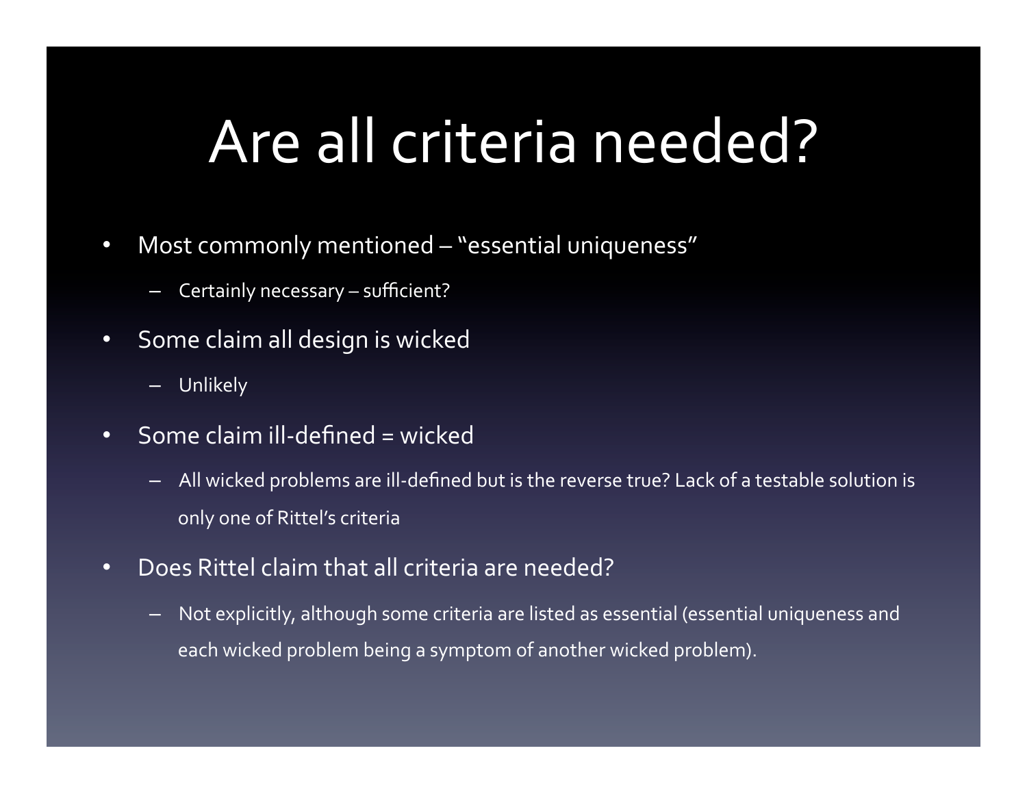# Are all criteria needed?

- Most commonly mentioned – "essential uniqueness"
  - Certainly necessary – sufficient?
- Some claim all design is wicked
  - Unlikely
- Some claim ill-defined = wicked
  - All wicked problems are ill-defined but is the reverse true? Lack of a testable solution is only one of Rittel's criteria
- Does Rittel claim that all criteria are needed?
  - Not explicitly, although some criteria are listed as essential (essential uniqueness and each wicked problem being a symptom of another wicked problem).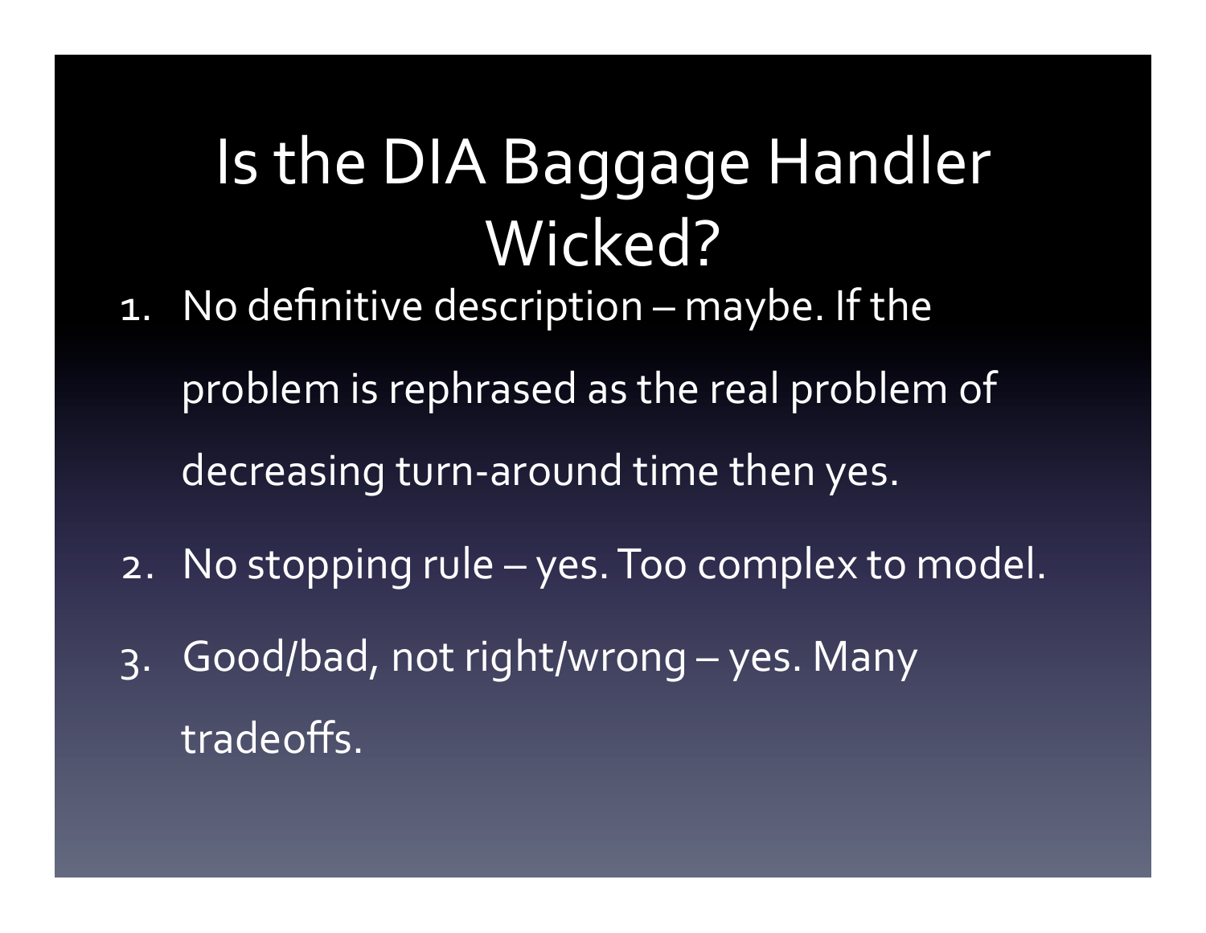# Is the DIA Baggage Handler Wicked?

1. No definitive description – maybe. If the problem is rephrased as the real problem of decreasing turn-around time then yes.
2. No stopping rule – yes. Too complex to model.
3. Good/bad, not right/wrong – yes. Many tradeoffs.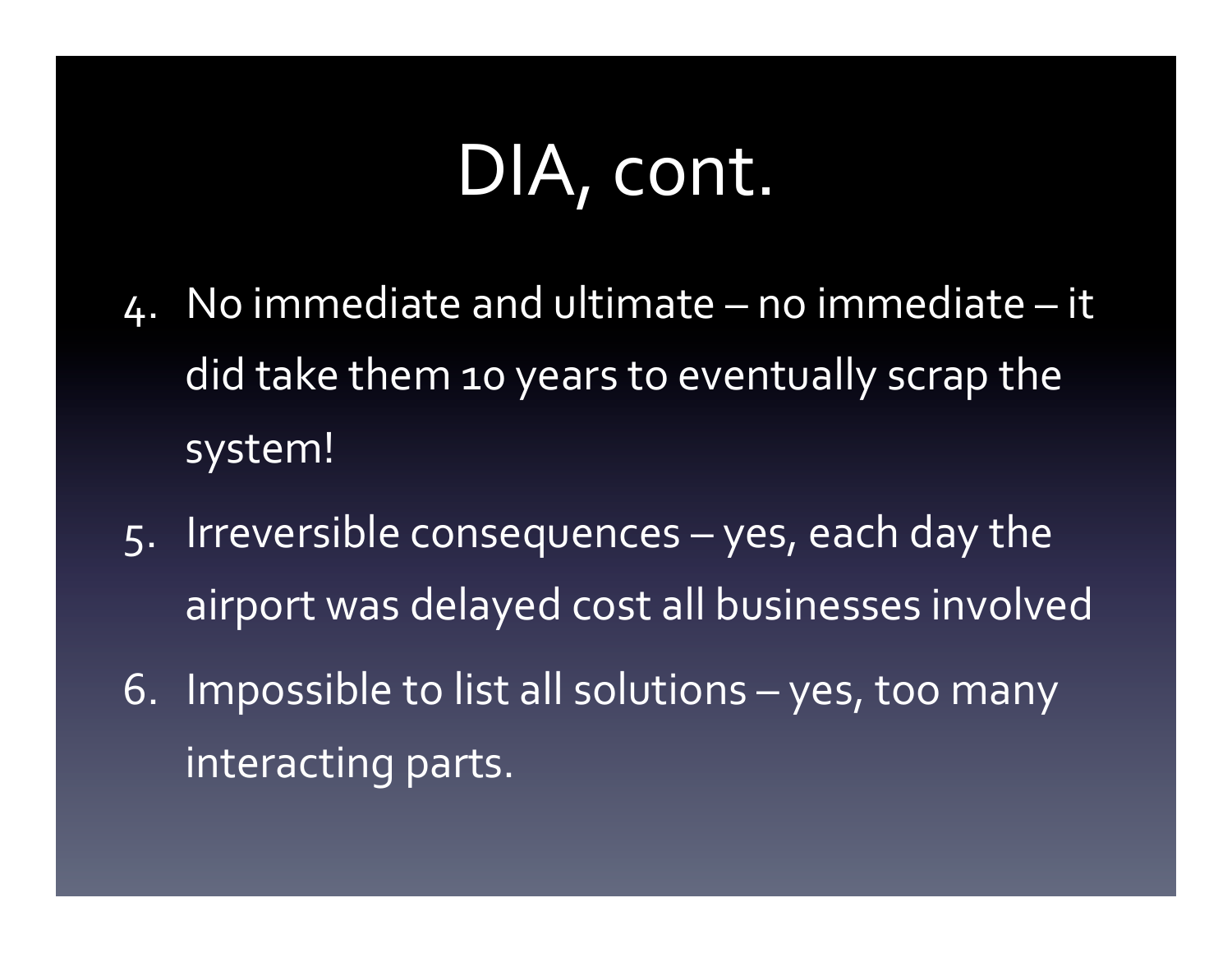# DIA, cont.

4. No immediate and ultimate – no immediate – it did take them 10 years to eventually scrap the system!
5. Irreversible consequences – yes, each day the airport was delayed cost all businesses involved
6. Impossible to list all solutions – yes, too many interacting parts.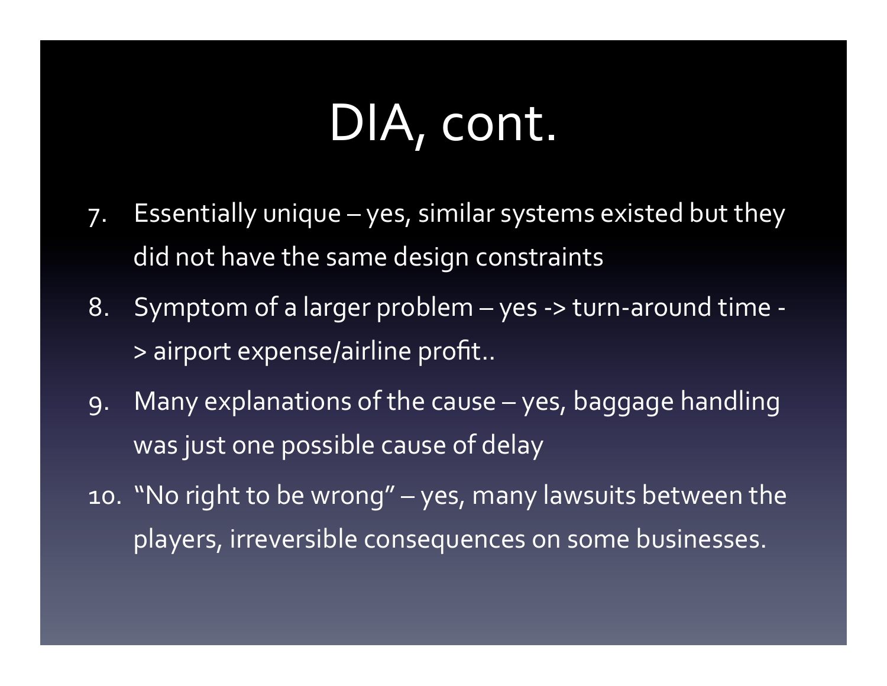# DIA, cont.

7. Essentially unique – yes, similar systems existed but they did not have the same design constraints
8. Symptom of a larger problem – yes -> turn-around time -> airport expense/airline profit..
9. Many explanations of the cause – yes, baggage handling was just one possible cause of delay
10. "No right to be wrong" – yes, many lawsuits between the players, irreversible consequences on some businesses.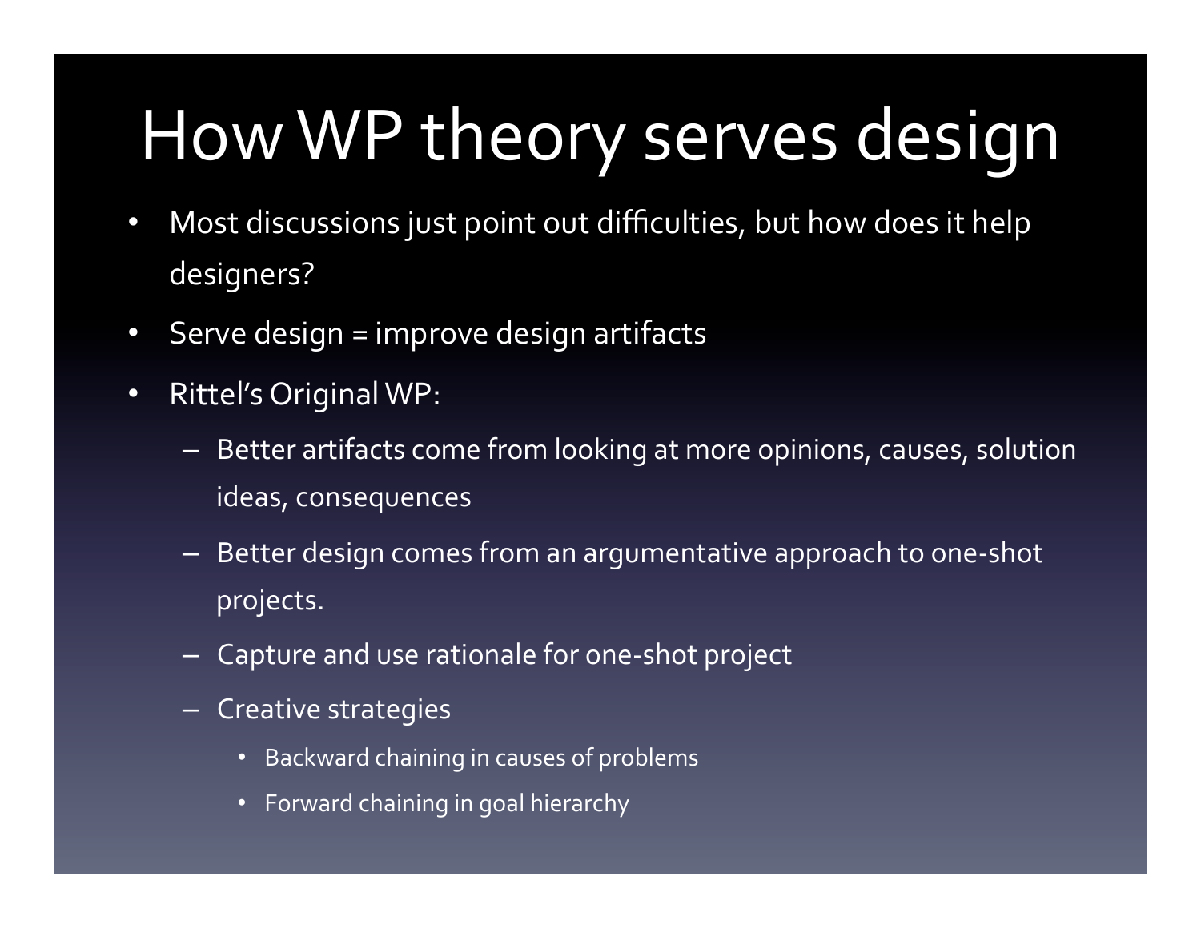# How WP theory serves design

- Most discussions just point out difficulties, but how does it help designers?
- Serve design = improve design artifacts
- Rittel's Original WP:
  - Better artifacts come from looking at more opinions, causes, solution ideas, consequences
  - Better design comes from an argumentative approach to one-shot projects.
  - Capture and use rationale for one-shot project
  - Creative strategies
    - Backward chaining in causes of problems
    - Forward chaining in goal hierarchy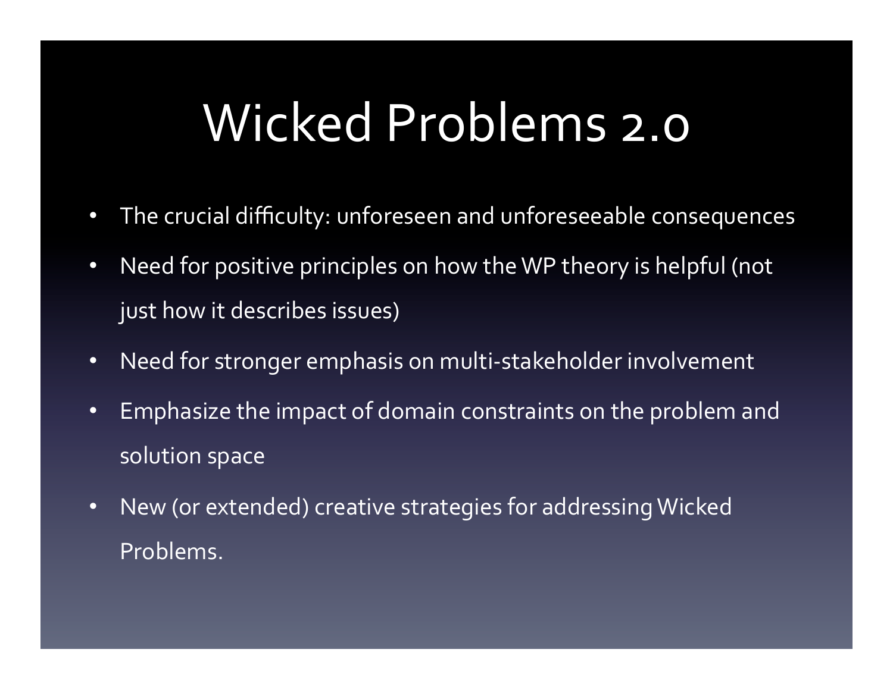# Wicked Problems 2.0

- The crucial difficulty: unforeseen and unforeseeable consequences
- Need for positive principles on how the WP theory is helpful (not just how it describes issues)
- Need for stronger emphasis on multi-stakeholder involvement
- Emphasize the impact of domain constraints on the problem and solution space
- New (or extended) creative strategies for addressing Wicked Problems.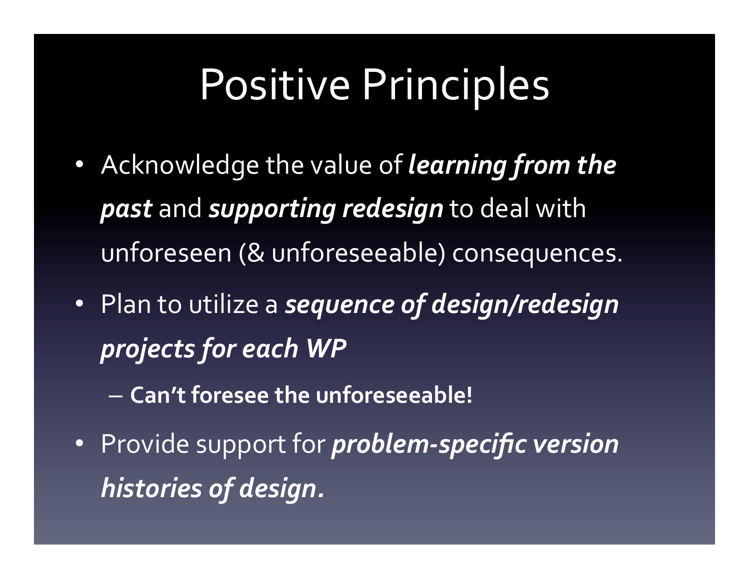# Positive Principles

- Acknowledge the value of ***learning from the past*** and ***supporting redesign*** to deal with unforeseen (& unforeseeable) consequences.
- Plan to utilize a ***sequence of design/redesign projects for each WP***
  - **Can't foresee the unforeseeable!**
- Provide support for ***problem-specific version histories of design.***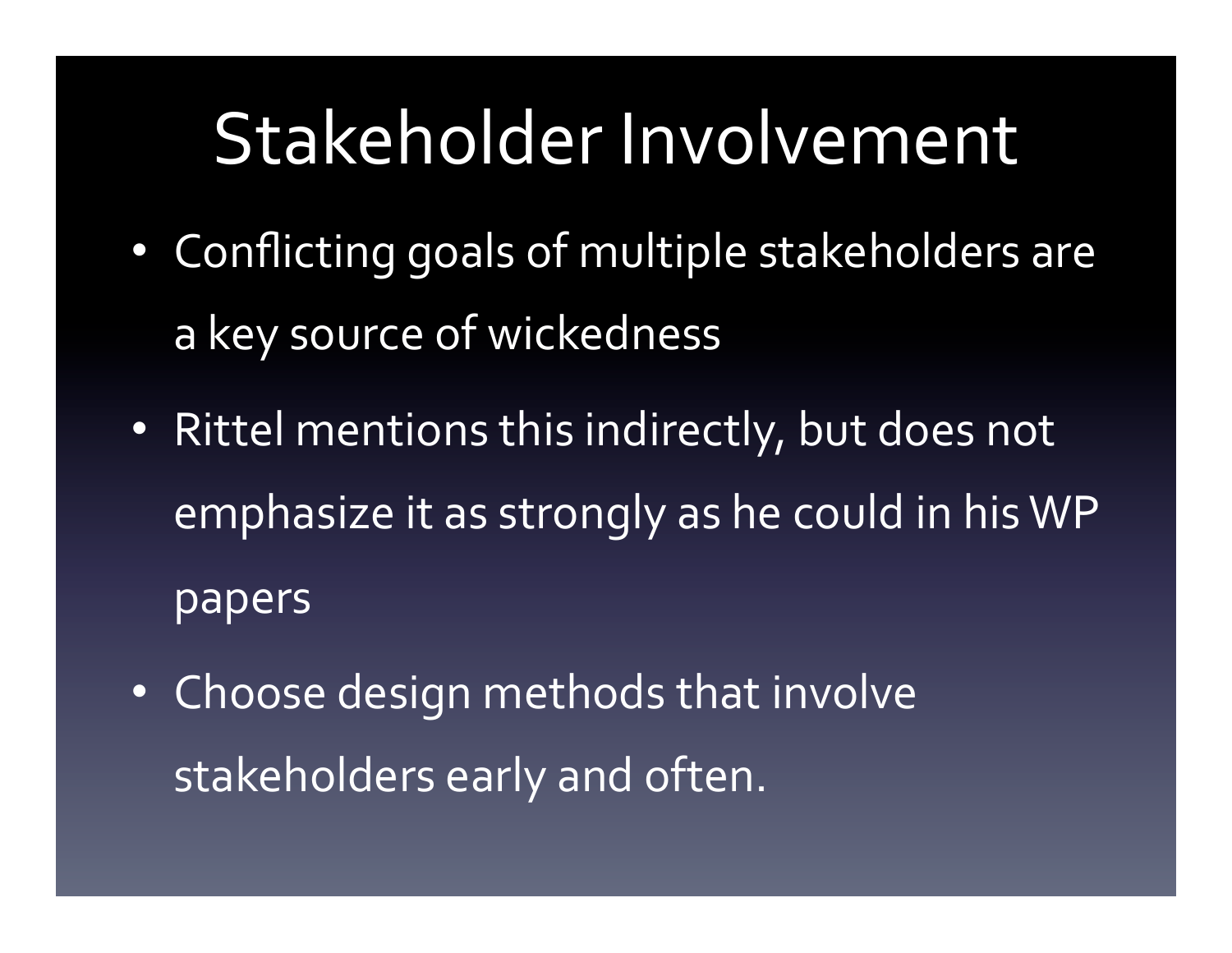# Stakeholder Involvement

- Conflicting goals of multiple stakeholders are a key source of wickedness
- Rittel mentions this indirectly, but does not emphasize it as strongly as he could in his WP papers
- Choose design methods that involve stakeholders early and often.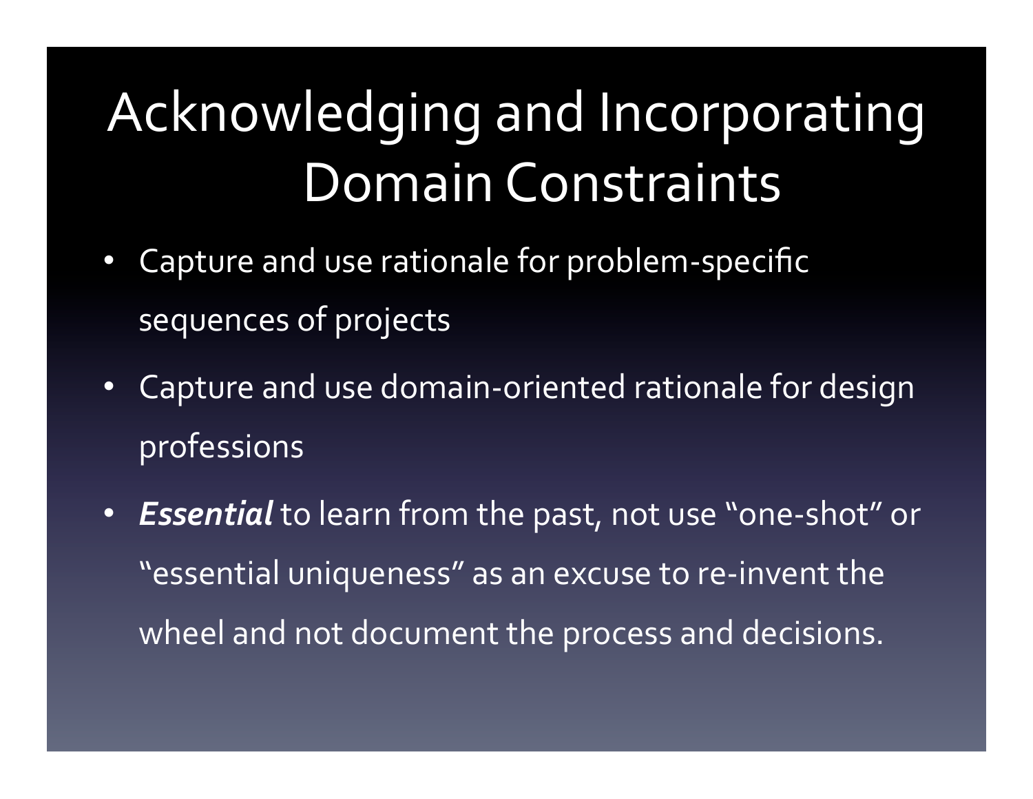# Acknowledging and Incorporating Domain Constraints

- Capture and use rationale for problem-specific sequences of projects
- Capture and use domain-oriented rationale for design professions
- ***Essential*** to learn from the past, not use "one-shot" or "essential uniqueness" as an excuse to re-invent the wheel and not document the process and decisions.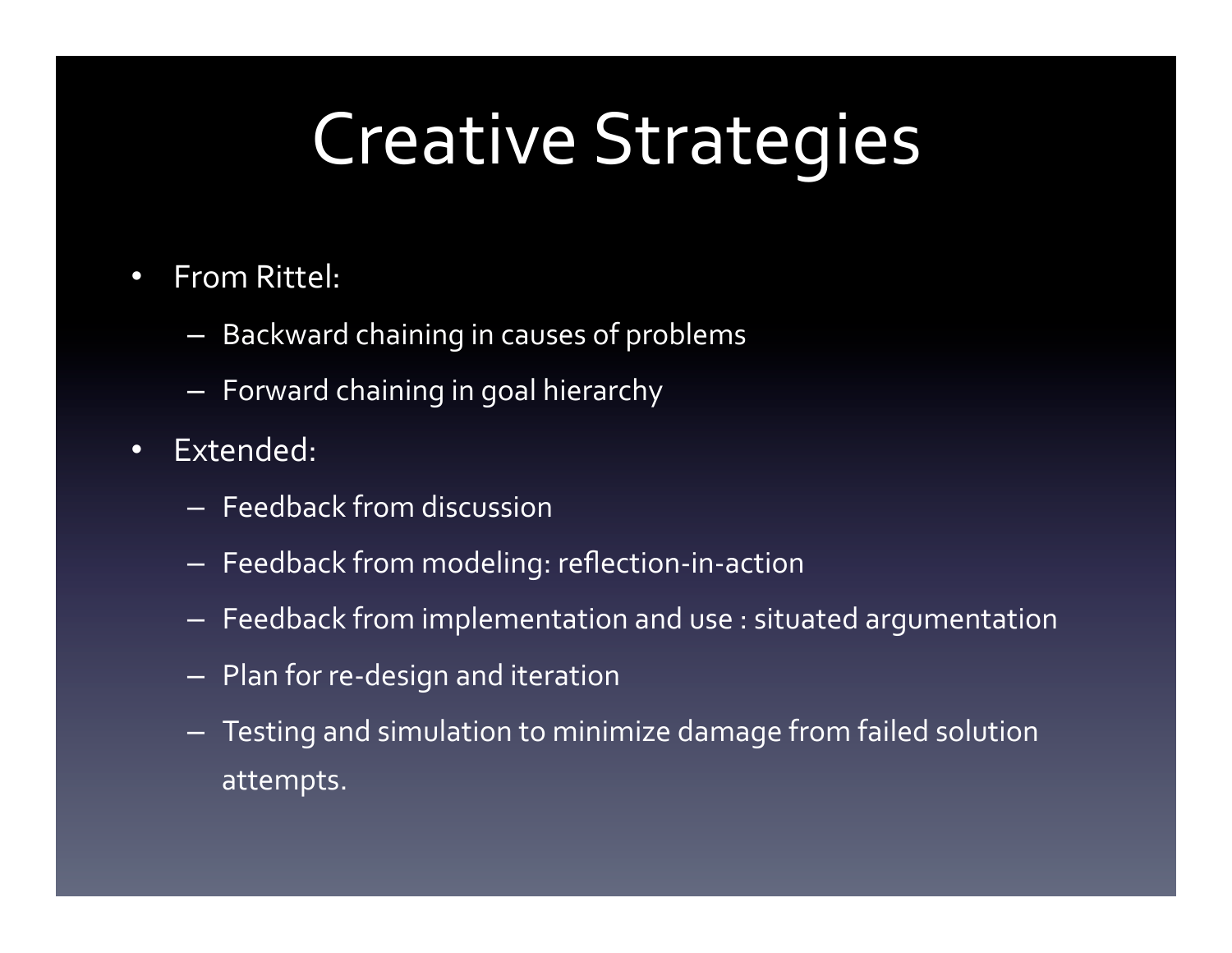# Creative Strategies

- From Rittel:
  - Backward chaining in causes of problems
  - Forward chaining in goal hierarchy
- Extended:
  - Feedback from discussion
  - Feedback from modeling: reflection-in-action
  - Feedback from implementation and use : situated argumentation
  - Plan for re-design and iteration
  - Testing and simulation to minimize damage from failed solution attempts.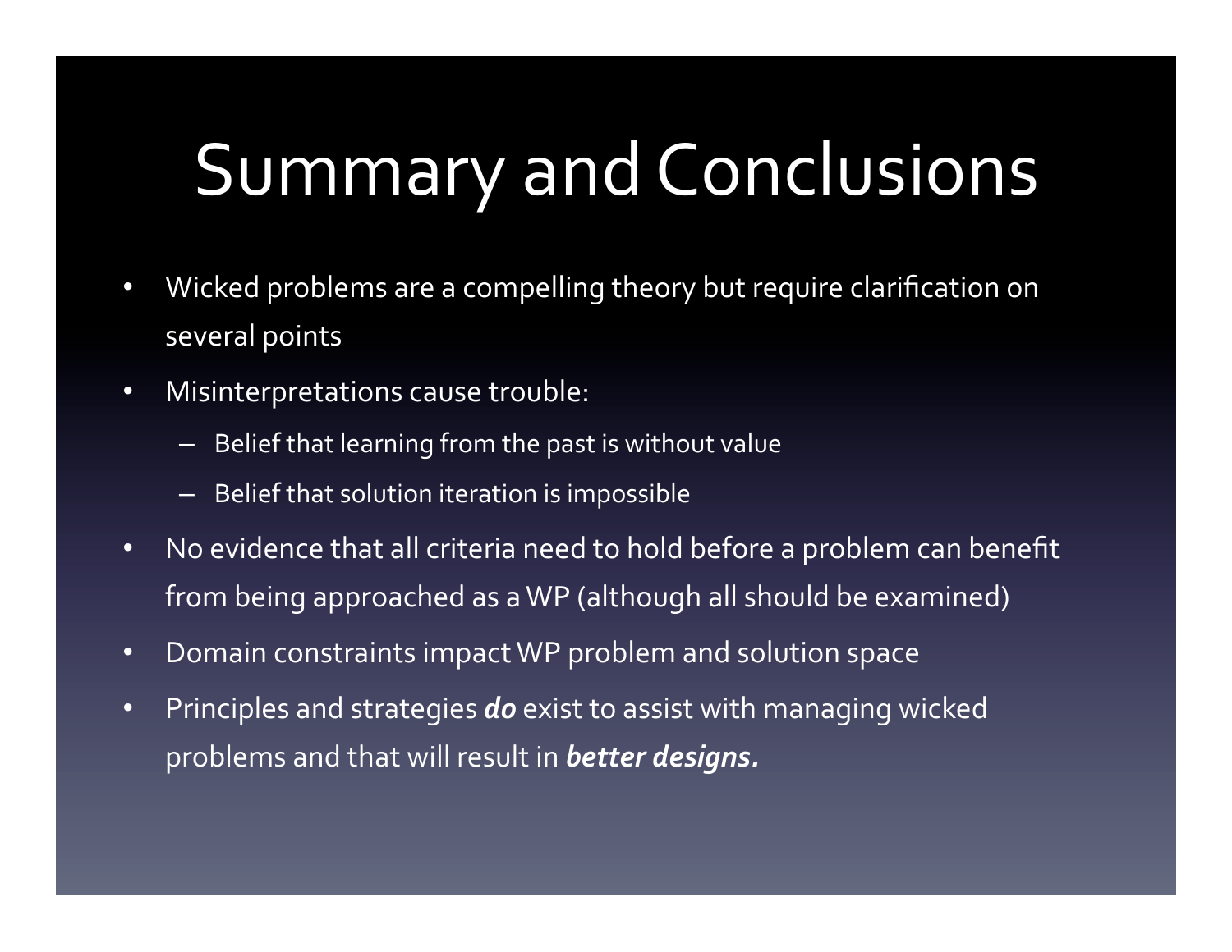# Summary and Conclusions

- Wicked problems are a compelling theory but require clarification on several points
- Misinterpretations cause trouble:
  - Belief that learning from the past is without value
  - Belief that solution iteration is impossible
- No evidence that all criteria need to hold before a problem can benefit from being approached as a WP (although all should be examined)
- Domain constraints impact WP problem and solution space
- Principles and strategies ***do*** exist to assist with managing wicked problems and that will result in ***better designs.***